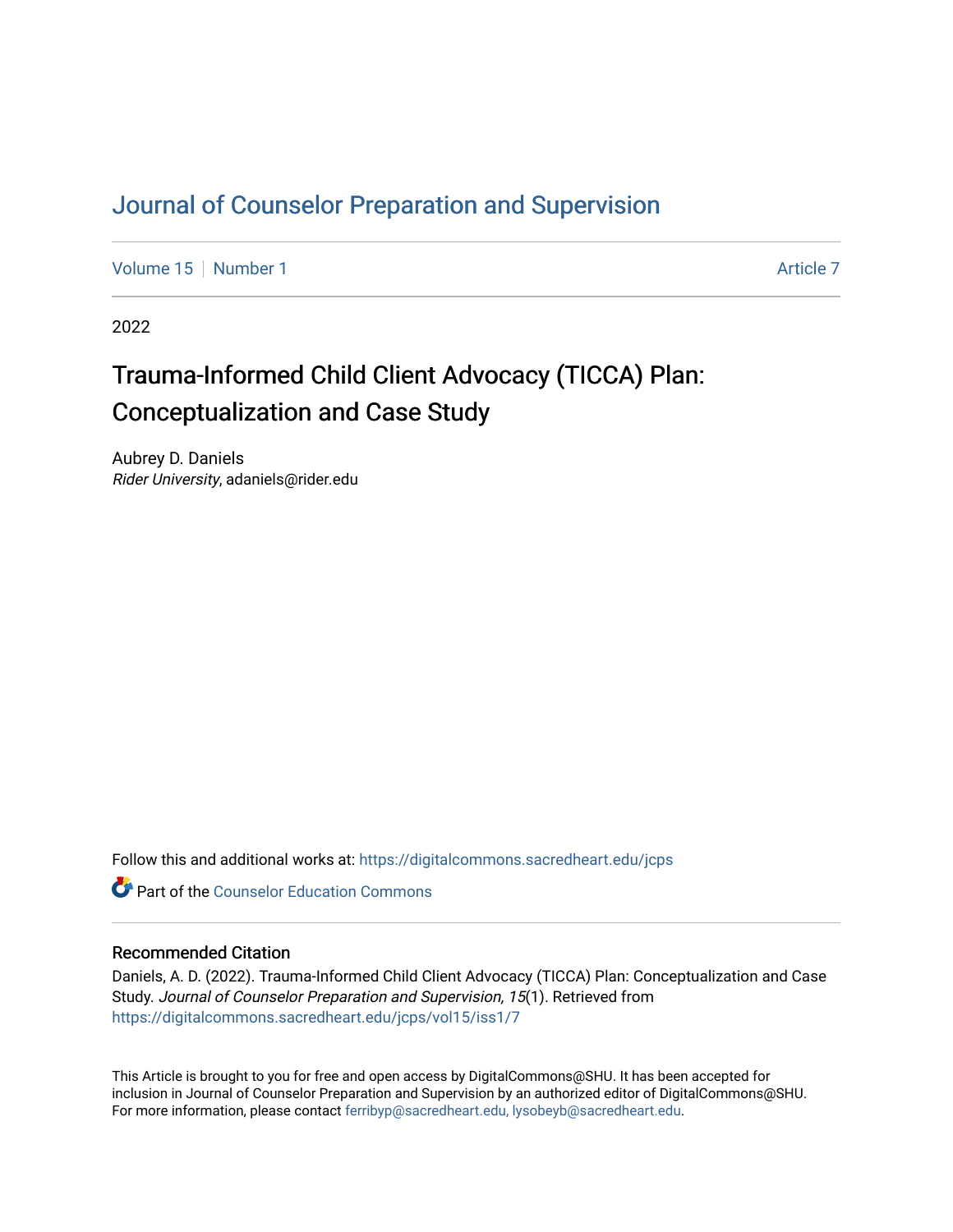# Journal of Counselor Preparation and Supervision

Volume 15 | Number 1 | Article 7

2022

## Trauma-Informed Child Client Advocacy (TICCA) Plan: Conceptualization and Case Study

Aubrey D. Daniels
*Rider University*, adaniels@rider.edu

Follow this and additional works at: https://digitalcommons.sacredheart.edu/jcps

Part of the Counselor Education Commons

### Recommended Citation

Daniels, A. D. (2022). Trauma-Informed Child Client Advocacy (TICCA) Plan: Conceptualization and Case Study. *Journal of Counselor Preparation and Supervision, 15*(1). Retrieved from https://digitalcommons.sacredheart.edu/jcps/vol15/iss1/7

This Article is brought to you for free and open access by DigitalCommons@SHU. It has been accepted for inclusion in Journal of Counselor Preparation and Supervision by an authorized editor of DigitalCommons@SHU. For more information, please contact ferribyp@sacredheart.edu, lysobeyb@sacredheart.edu.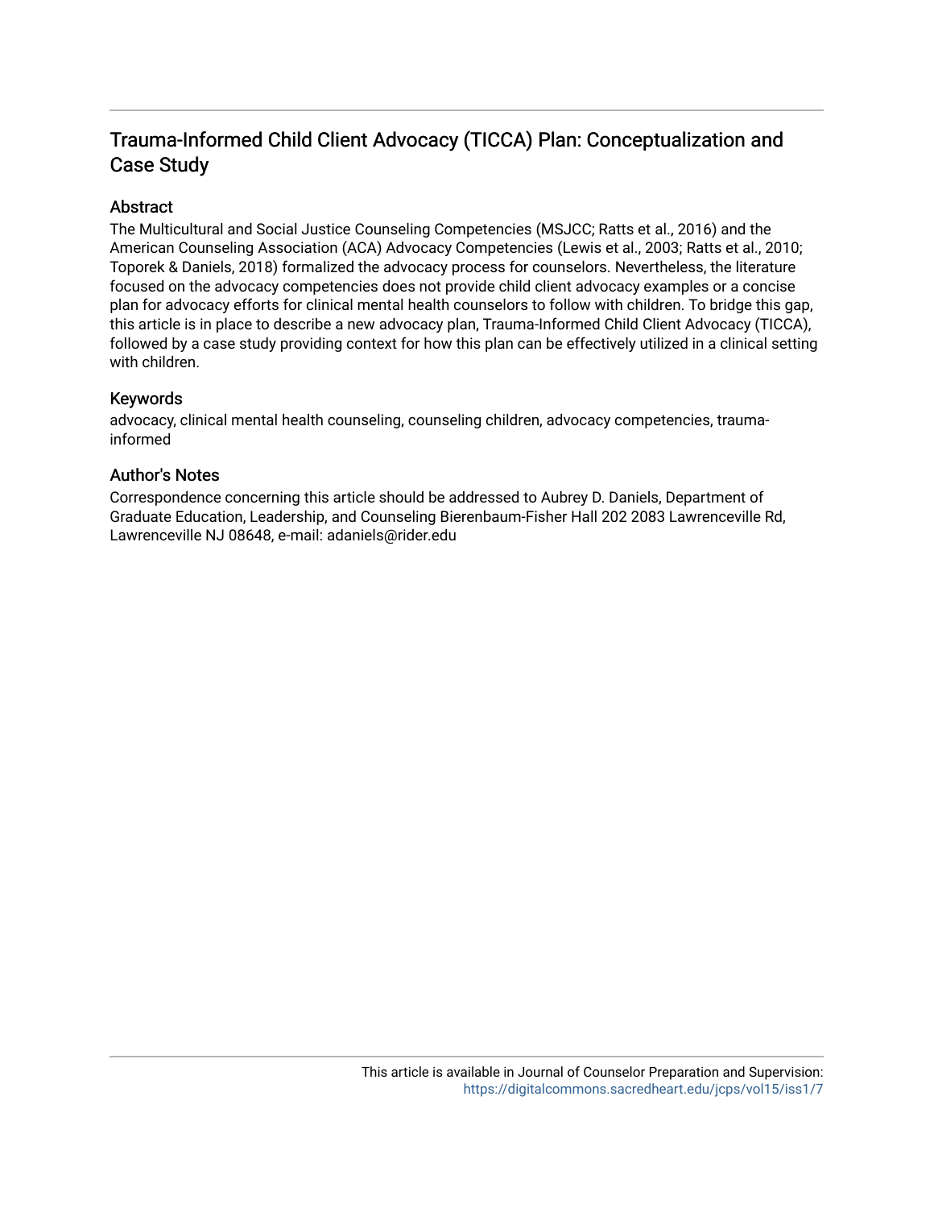# Trauma-Informed Child Client Advocacy (TICCA) Plan: Conceptualization and Case Study

## Abstract

The Multicultural and Social Justice Counseling Competencies (MSJCC; Ratts et al., 2016) and the American Counseling Association (ACA) Advocacy Competencies (Lewis et al., 2003; Ratts et al., 2010; Toporek & Daniels, 2018) formalized the advocacy process for counselors. Nevertheless, the literature focused on the advocacy competencies does not provide child client advocacy examples or a concise plan for advocacy efforts for clinical mental health counselors to follow with children. To bridge this gap, this article is in place to describe a new advocacy plan, Trauma-Informed Child Client Advocacy (TICCA), followed by a case study providing context for how this plan can be effectively utilized in a clinical setting with children.

## Keywords

advocacy, clinical mental health counseling, counseling children, advocacy competencies, trauma-informed

## Author's Notes

Correspondence concerning this article should be addressed to Aubrey D. Daniels, Department of Graduate Education, Leadership, and Counseling Bierenbaum-Fisher Hall 202 2083 Lawrenceville Rd, Lawrenceville NJ 08648, e-mail: adaniels@rider.edu

This article is available in Journal of Counselor Preparation and Supervision: https://digitalcommons.sacredheart.edu/jcps/vol15/iss1/7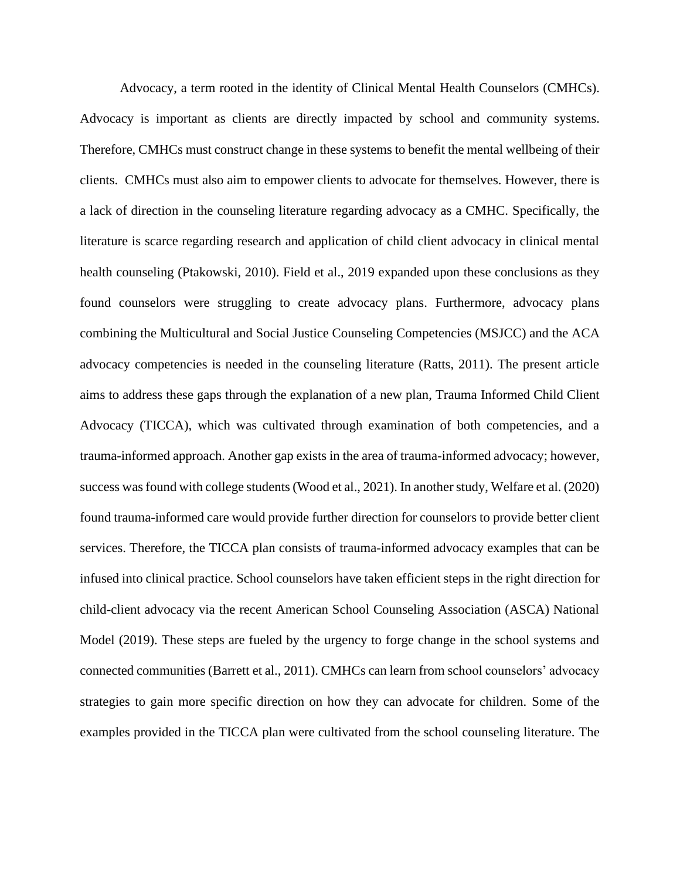Advocacy, a term rooted in the identity of Clinical Mental Health Counselors (CMHCs). Advocacy is important as clients are directly impacted by school and community systems. Therefore, CMHCs must construct change in these systems to benefit the mental wellbeing of their clients. CMHCs must also aim to empower clients to advocate for themselves. However, there is a lack of direction in the counseling literature regarding advocacy as a CMHC. Specifically, the literature is scarce regarding research and application of child client advocacy in clinical mental health counseling (Ptakowski, 2010). Field et al., 2019 expanded upon these conclusions as they found counselors were struggling to create advocacy plans. Furthermore, advocacy plans combining the Multicultural and Social Justice Counseling Competencies (MSJCC) and the ACA advocacy competencies is needed in the counseling literature (Ratts, 2011). The present article aims to address these gaps through the explanation of a new plan, Trauma Informed Child Client Advocacy (TICCA), which was cultivated through examination of both competencies, and a trauma-informed approach. Another gap exists in the area of trauma-informed advocacy; however, success was found with college students (Wood et al., 2021). In another study, Welfare et al. (2020) found trauma-informed care would provide further direction for counselors to provide better client services. Therefore, the TICCA plan consists of trauma-informed advocacy examples that can be infused into clinical practice. School counselors have taken efficient steps in the right direction for child-client advocacy via the recent American School Counseling Association (ASCA) National Model (2019). These steps are fueled by the urgency to forge change in the school systems and connected communities (Barrett et al., 2011). CMHCs can learn from school counselors' advocacy strategies to gain more specific direction on how they can advocate for children. Some of the examples provided in the TICCA plan were cultivated from the school counseling literature. The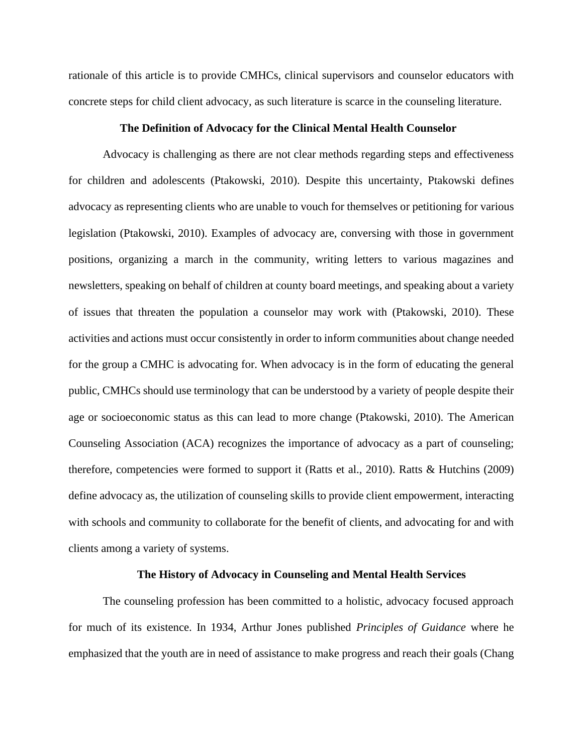rationale of this article is to provide CMHCs, clinical supervisors and counselor educators with concrete steps for child client advocacy, as such literature is scarce in the counseling literature.

## The Definition of Advocacy for the Clinical Mental Health Counselor

Advocacy is challenging as there are not clear methods regarding steps and effectiveness for children and adolescents (Ptakowski, 2010). Despite this uncertainty, Ptakowski defines advocacy as representing clients who are unable to vouch for themselves or petitioning for various legislation (Ptakowski, 2010). Examples of advocacy are, conversing with those in government positions, organizing a march in the community, writing letters to various magazines and newsletters, speaking on behalf of children at county board meetings, and speaking about a variety of issues that threaten the population a counselor may work with (Ptakowski, 2010). These activities and actions must occur consistently in order to inform communities about change needed for the group a CMHC is advocating for. When advocacy is in the form of educating the general public, CMHCs should use terminology that can be understood by a variety of people despite their age or socioeconomic status as this can lead to more change (Ptakowski, 2010). The American Counseling Association (ACA) recognizes the importance of advocacy as a part of counseling; therefore, competencies were formed to support it (Ratts et al., 2010). Ratts & Hutchins (2009) define advocacy as, the utilization of counseling skills to provide client empowerment, interacting with schools and community to collaborate for the benefit of clients, and advocating for and with clients among a variety of systems.

## The History of Advocacy in Counseling and Mental Health Services

The counseling profession has been committed to a holistic, advocacy focused approach for much of its existence. In 1934, Arthur Jones published *Principles of Guidance* where he emphasized that the youth are in need of assistance to make progress and reach their goals (Chang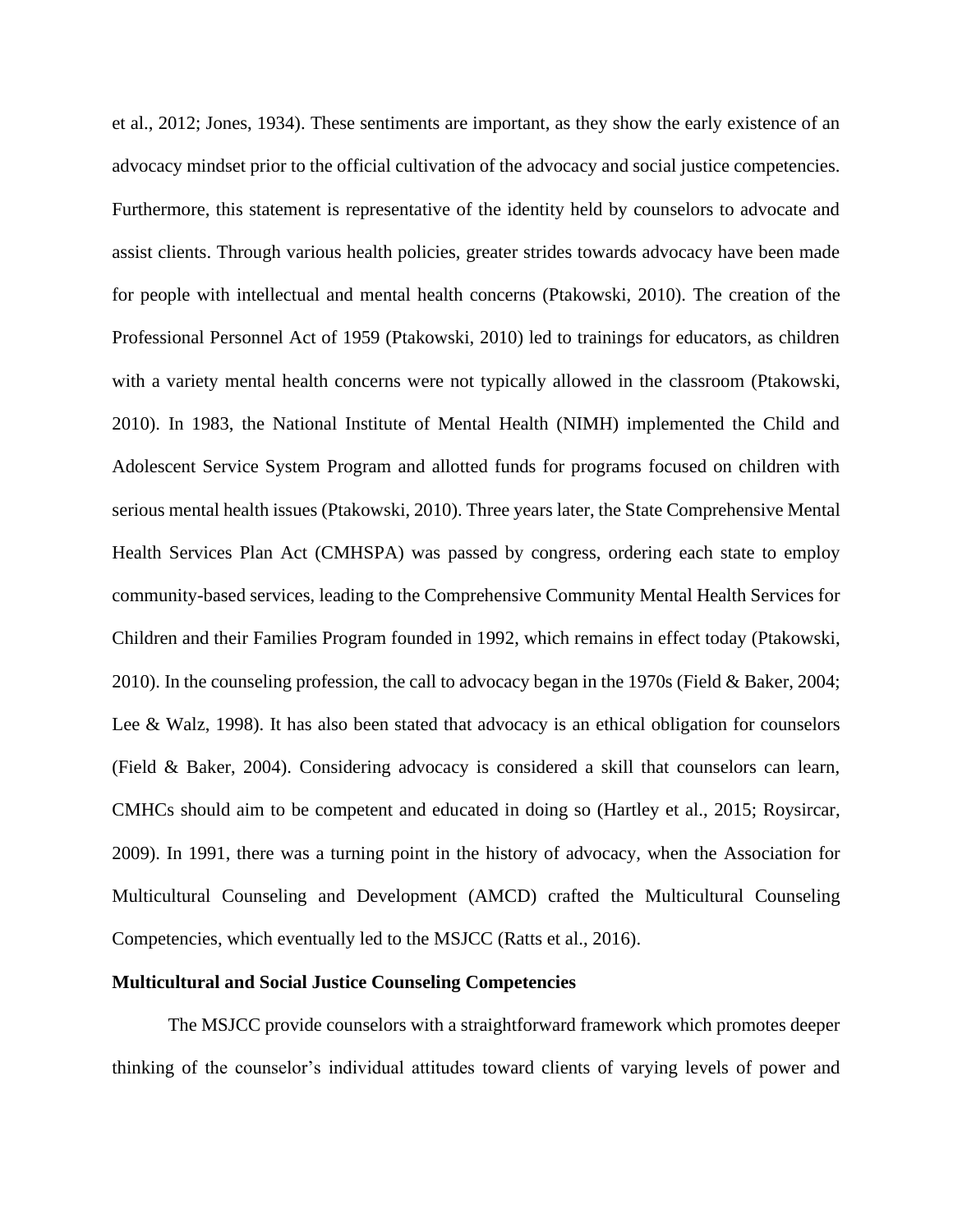et al., 2012; Jones, 1934). These sentiments are important, as they show the early existence of an advocacy mindset prior to the official cultivation of the advocacy and social justice competencies. Furthermore, this statement is representative of the identity held by counselors to advocate and assist clients. Through various health policies, greater strides towards advocacy have been made for people with intellectual and mental health concerns (Ptakowski, 2010). The creation of the Professional Personnel Act of 1959 (Ptakowski, 2010) led to trainings for educators, as children with a variety mental health concerns were not typically allowed in the classroom (Ptakowski, 2010). In 1983, the National Institute of Mental Health (NIMH) implemented the Child and Adolescent Service System Program and allotted funds for programs focused on children with serious mental health issues (Ptakowski, 2010). Three years later, the State Comprehensive Mental Health Services Plan Act (CMHSPA) was passed by congress, ordering each state to employ community-based services, leading to the Comprehensive Community Mental Health Services for Children and their Families Program founded in 1992, which remains in effect today (Ptakowski, 2010). In the counseling profession, the call to advocacy began in the 1970s (Field & Baker, 2004; Lee & Walz, 1998). It has also been stated that advocacy is an ethical obligation for counselors (Field & Baker, 2004). Considering advocacy is considered a skill that counselors can learn, CMHCs should aim to be competent and educated in doing so (Hartley et al., 2015; Roysircar, 2009). In 1991, there was a turning point in the history of advocacy, when the Association for Multicultural Counseling and Development (AMCD) crafted the Multicultural Counseling Competencies, which eventually led to the MSJCC (Ratts et al., 2016).

**Multicultural and Social Justice Counseling Competencies**

The MSJCC provide counselors with a straightforward framework which promotes deeper thinking of the counselor's individual attitudes toward clients of varying levels of power and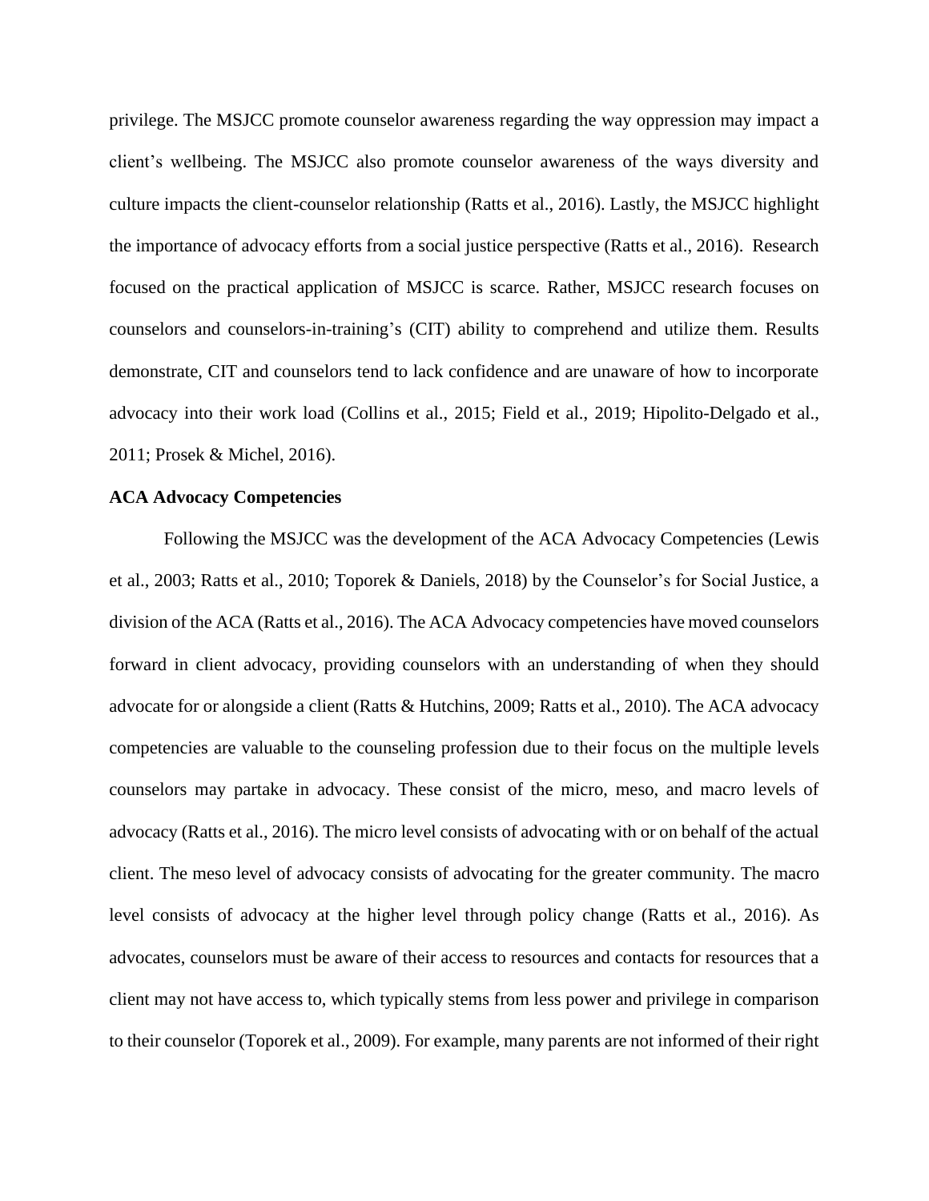privilege. The MSJCC promote counselor awareness regarding the way oppression may impact a client's wellbeing. The MSJCC also promote counselor awareness of the ways diversity and culture impacts the client-counselor relationship (Ratts et al., 2016). Lastly, the MSJCC highlight the importance of advocacy efforts from a social justice perspective (Ratts et al., 2016). Research focused on the practical application of MSJCC is scarce. Rather, MSJCC research focuses on counselors and counselors-in-training's (CIT) ability to comprehend and utilize them. Results demonstrate, CIT and counselors tend to lack confidence and are unaware of how to incorporate advocacy into their work load (Collins et al., 2015; Field et al., 2019; Hipolito-Delgado et al., 2011; Prosek & Michel, 2016).

**ACA Advocacy Competencies**

Following the MSJCC was the development of the ACA Advocacy Competencies (Lewis et al., 2003; Ratts et al., 2010; Toporek & Daniels, 2018) by the Counselor's for Social Justice, a division of the ACA (Ratts et al., 2016). The ACA Advocacy competencies have moved counselors forward in client advocacy, providing counselors with an understanding of when they should advocate for or alongside a client (Ratts & Hutchins, 2009; Ratts et al., 2010). The ACA advocacy competencies are valuable to the counseling profession due to their focus on the multiple levels counselors may partake in advocacy. These consist of the micro, meso, and macro levels of advocacy (Ratts et al., 2016). The micro level consists of advocating with or on behalf of the actual client. The meso level of advocacy consists of advocating for the greater community. The macro level consists of advocacy at the higher level through policy change (Ratts et al., 2016). As advocates, counselors must be aware of their access to resources and contacts for resources that a client may not have access to, which typically stems from less power and privilege in comparison to their counselor (Toporek et al., 2009). For example, many parents are not informed of their right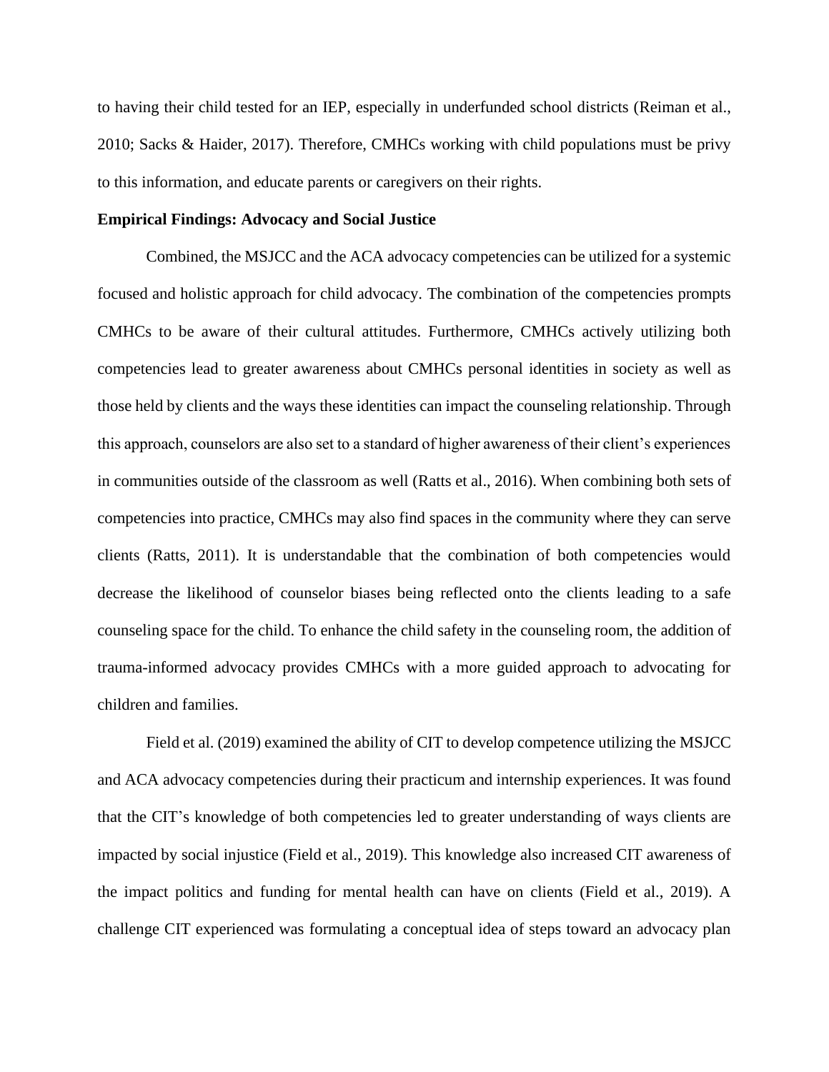to having their child tested for an IEP, especially in underfunded school districts (Reiman et al., 2010; Sacks & Haider, 2017). Therefore, CMHCs working with child populations must be privy to this information, and educate parents or caregivers on their rights.

**Empirical Findings: Advocacy and Social Justice**

Combined, the MSJCC and the ACA advocacy competencies can be utilized for a systemic focused and holistic approach for child advocacy. The combination of the competencies prompts CMHCs to be aware of their cultural attitudes. Furthermore, CMHCs actively utilizing both competencies lead to greater awareness about CMHCs personal identities in society as well as those held by clients and the ways these identities can impact the counseling relationship. Through this approach, counselors are also set to a standard of higher awareness of their client's experiences in communities outside of the classroom as well (Ratts et al., 2016). When combining both sets of competencies into practice, CMHCs may also find spaces in the community where they can serve clients (Ratts, 2011). It is understandable that the combination of both competencies would decrease the likelihood of counselor biases being reflected onto the clients leading to a safe counseling space for the child. To enhance the child safety in the counseling room, the addition of trauma-informed advocacy provides CMHCs with a more guided approach to advocating for children and families.

Field et al. (2019) examined the ability of CIT to develop competence utilizing the MSJCC and ACA advocacy competencies during their practicum and internship experiences. It was found that the CIT's knowledge of both competencies led to greater understanding of ways clients are impacted by social injustice (Field et al., 2019). This knowledge also increased CIT awareness of the impact politics and funding for mental health can have on clients (Field et al., 2019). A challenge CIT experienced was formulating a conceptual idea of steps toward an advocacy plan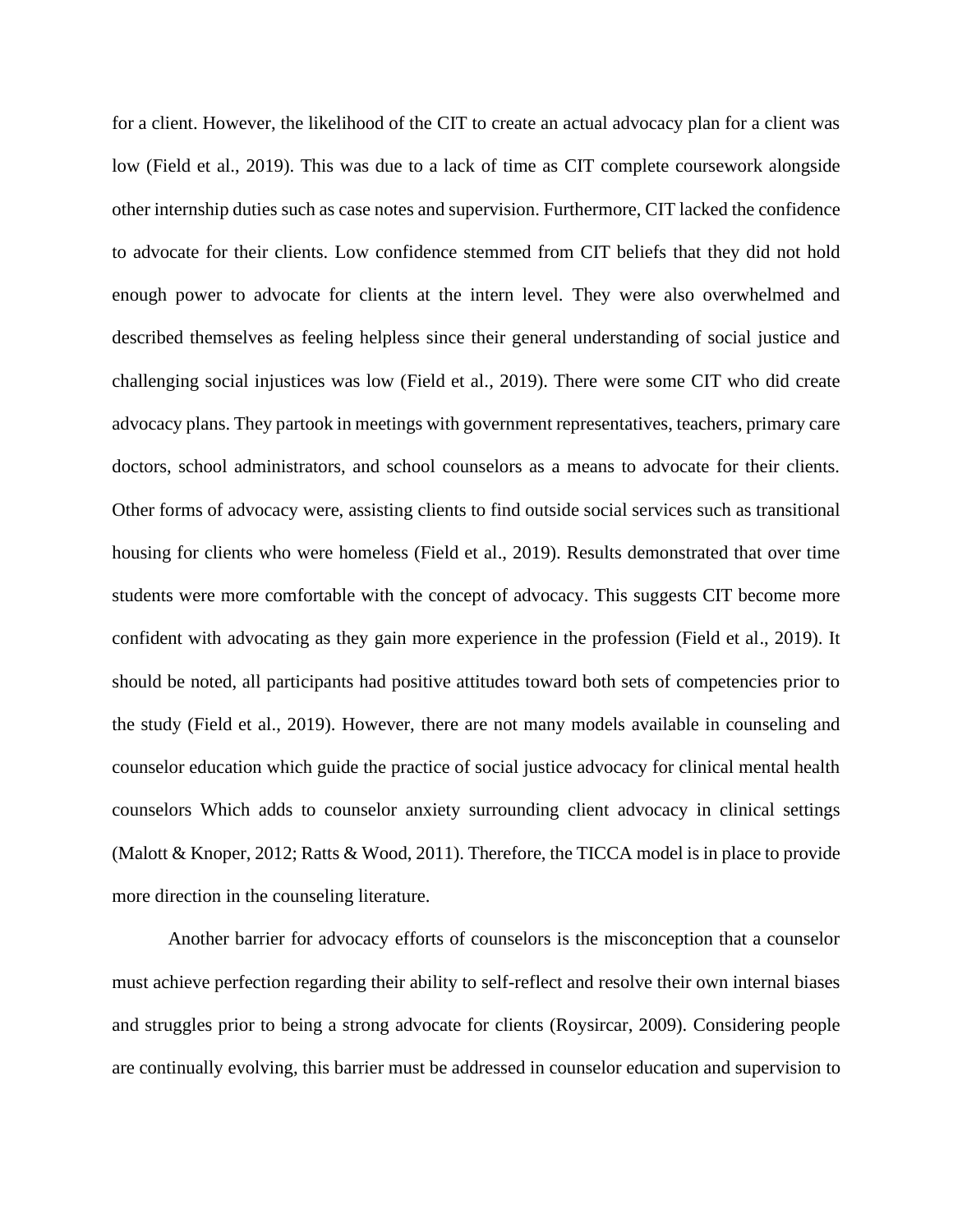for a client. However, the likelihood of the CIT to create an actual advocacy plan for a client was low (Field et al., 2019). This was due to a lack of time as CIT complete coursework alongside other internship duties such as case notes and supervision. Furthermore, CIT lacked the confidence to advocate for their clients. Low confidence stemmed from CIT beliefs that they did not hold enough power to advocate for clients at the intern level. They were also overwhelmed and described themselves as feeling helpless since their general understanding of social justice and challenging social injustices was low (Field et al., 2019). There were some CIT who did create advocacy plans. They partook in meetings with government representatives, teachers, primary care doctors, school administrators, and school counselors as a means to advocate for their clients. Other forms of advocacy were, assisting clients to find outside social services such as transitional housing for clients who were homeless (Field et al., 2019). Results demonstrated that over time students were more comfortable with the concept of advocacy. This suggests CIT become more confident with advocating as they gain more experience in the profession (Field et al., 2019). It should be noted, all participants had positive attitudes toward both sets of competencies prior to the study (Field et al., 2019). However, there are not many models available in counseling and counselor education which guide the practice of social justice advocacy for clinical mental health counselors Which adds to counselor anxiety surrounding client advocacy in clinical settings (Malott & Knoper, 2012; Ratts & Wood, 2011). Therefore, the TICCA model is in place to provide more direction in the counseling literature.

Another barrier for advocacy efforts of counselors is the misconception that a counselor must achieve perfection regarding their ability to self-reflect and resolve their own internal biases and struggles prior to being a strong advocate for clients (Roysircar, 2009). Considering people are continually evolving, this barrier must be addressed in counselor education and supervision to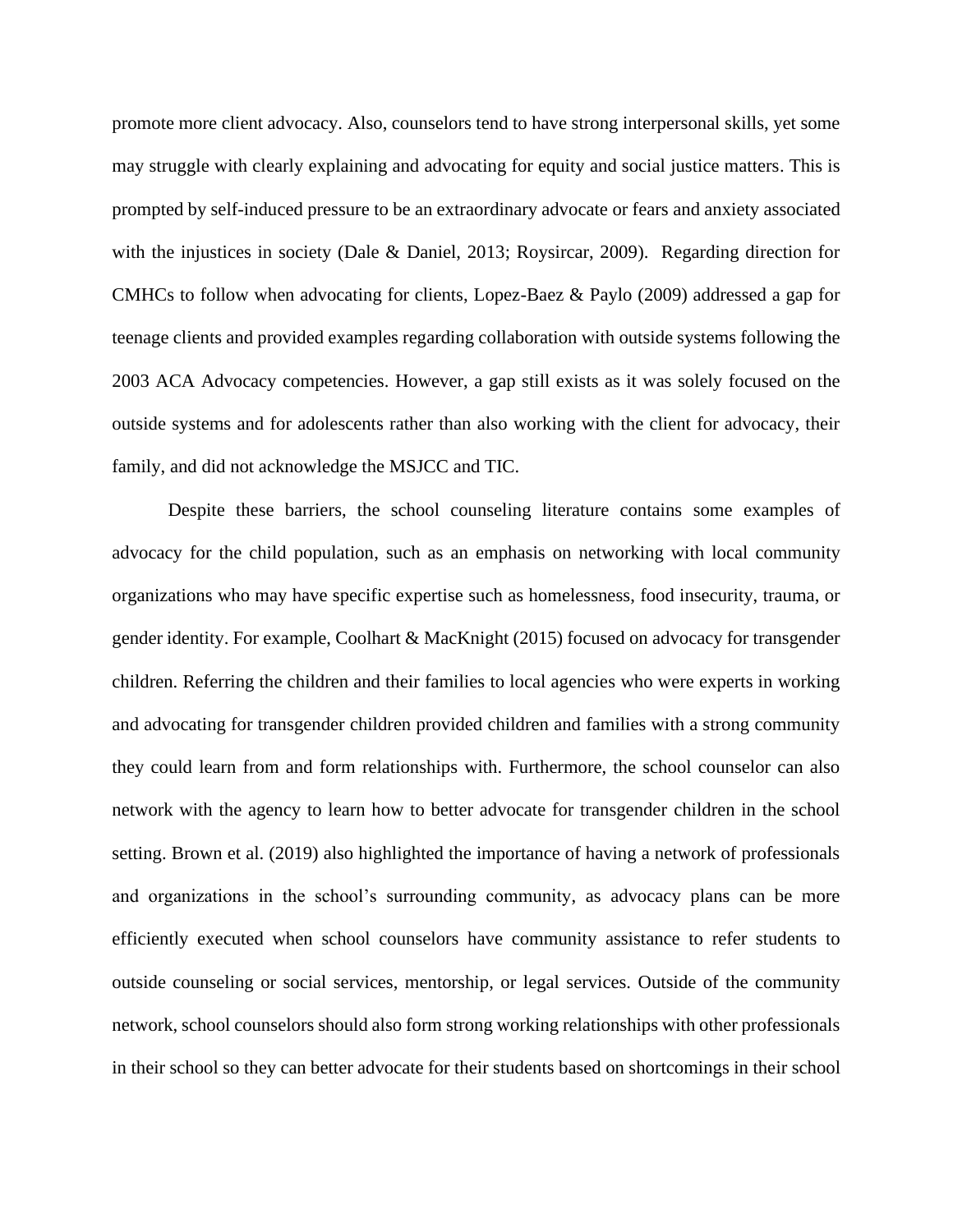promote more client advocacy. Also, counselors tend to have strong interpersonal skills, yet some may struggle with clearly explaining and advocating for equity and social justice matters. This is prompted by self-induced pressure to be an extraordinary advocate or fears and anxiety associated with the injustices in society (Dale & Daniel, 2013; Roysircar, 2009). Regarding direction for CMHCs to follow when advocating for clients, Lopez-Baez & Paylo (2009) addressed a gap for teenage clients and provided examples regarding collaboration with outside systems following the 2003 ACA Advocacy competencies. However, a gap still exists as it was solely focused on the outside systems and for adolescents rather than also working with the client for advocacy, their family, and did not acknowledge the MSJCC and TIC.

Despite these barriers, the school counseling literature contains some examples of advocacy for the child population, such as an emphasis on networking with local community organizations who may have specific expertise such as homelessness, food insecurity, trauma, or gender identity. For example, Coolhart & MacKnight (2015) focused on advocacy for transgender children. Referring the children and their families to local agencies who were experts in working and advocating for transgender children provided children and families with a strong community they could learn from and form relationships with. Furthermore, the school counselor can also network with the agency to learn how to better advocate for transgender children in the school setting. Brown et al. (2019) also highlighted the importance of having a network of professionals and organizations in the school's surrounding community, as advocacy plans can be more efficiently executed when school counselors have community assistance to refer students to outside counseling or social services, mentorship, or legal services. Outside of the community network, school counselors should also form strong working relationships with other professionals in their school so they can better advocate for their students based on shortcomings in their school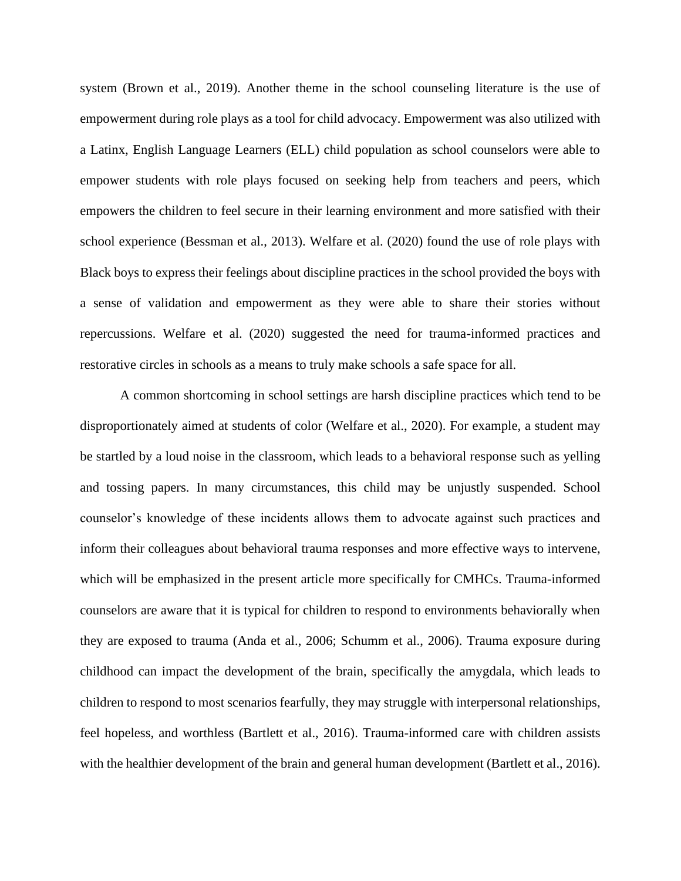system (Brown et al., 2019). Another theme in the school counseling literature is the use of empowerment during role plays as a tool for child advocacy. Empowerment was also utilized with a Latinx, English Language Learners (ELL) child population as school counselors were able to empower students with role plays focused on seeking help from teachers and peers, which empowers the children to feel secure in their learning environment and more satisfied with their school experience (Bessman et al., 2013). Welfare et al. (2020) found the use of role plays with Black boys to express their feelings about discipline practices in the school provided the boys with a sense of validation and empowerment as they were able to share their stories without repercussions. Welfare et al. (2020) suggested the need for trauma-informed practices and restorative circles in schools as a means to truly make schools a safe space for all.

A common shortcoming in school settings are harsh discipline practices which tend to be disproportionately aimed at students of color (Welfare et al., 2020). For example, a student may be startled by a loud noise in the classroom, which leads to a behavioral response such as yelling and tossing papers. In many circumstances, this child may be unjustly suspended. School counselor's knowledge of these incidents allows them to advocate against such practices and inform their colleagues about behavioral trauma responses and more effective ways to intervene, which will be emphasized in the present article more specifically for CMHCs. Trauma-informed counselors are aware that it is typical for children to respond to environments behaviorally when they are exposed to trauma (Anda et al., 2006; Schumm et al., 2006). Trauma exposure during childhood can impact the development of the brain, specifically the amygdala, which leads to children to respond to most scenarios fearfully, they may struggle with interpersonal relationships, feel hopeless, and worthless (Bartlett et al., 2016). Trauma-informed care with children assists with the healthier development of the brain and general human development (Bartlett et al., 2016).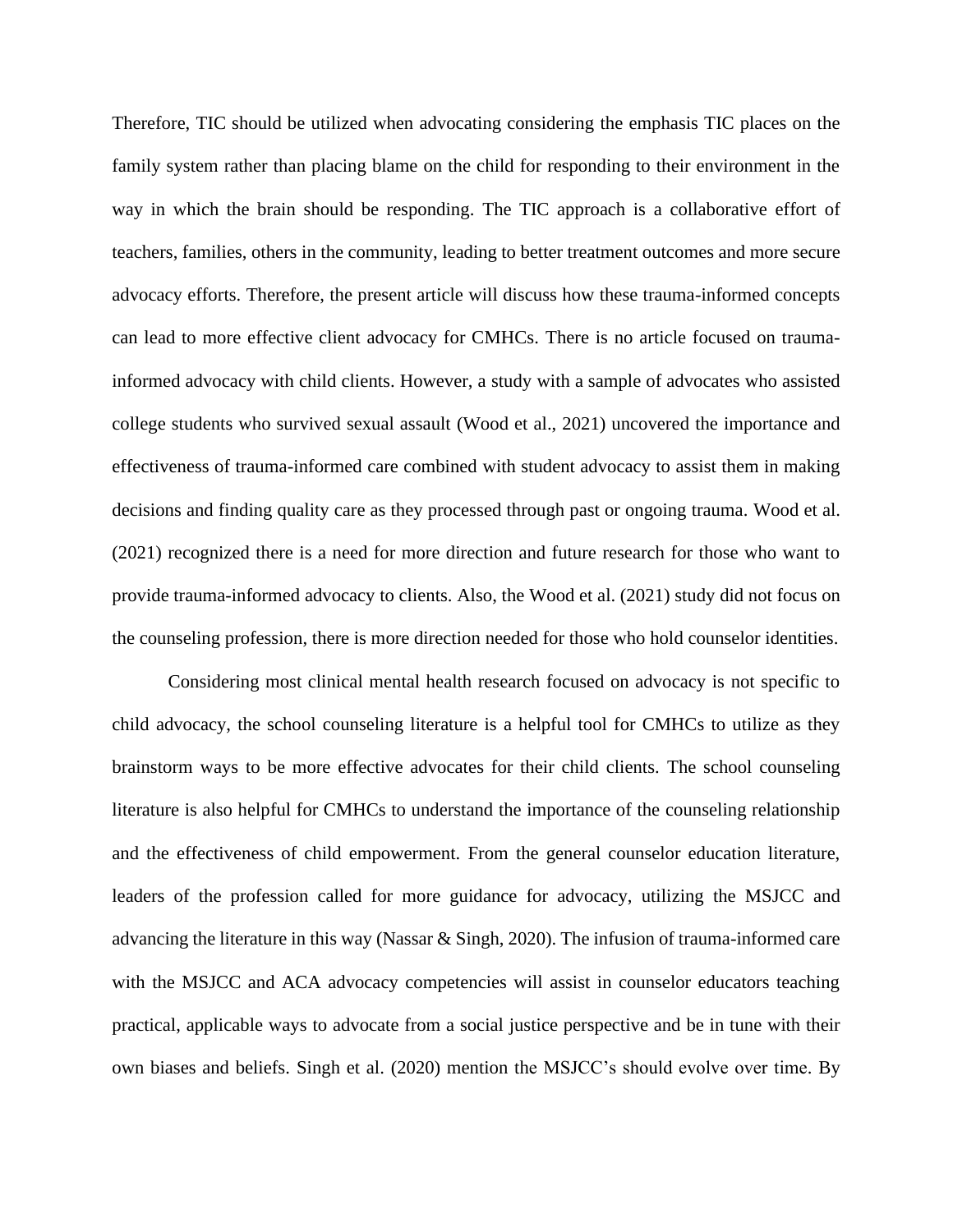Therefore, TIC should be utilized when advocating considering the emphasis TIC places on the family system rather than placing blame on the child for responding to their environment in the way in which the brain should be responding. The TIC approach is a collaborative effort of teachers, families, others in the community, leading to better treatment outcomes and more secure advocacy efforts. Therefore, the present article will discuss how these trauma-informed concepts can lead to more effective client advocacy for CMHCs. There is no article focused on trauma-informed advocacy with child clients. However, a study with a sample of advocates who assisted college students who survived sexual assault (Wood et al., 2021) uncovered the importance and effectiveness of trauma-informed care combined with student advocacy to assist them in making decisions and finding quality care as they processed through past or ongoing trauma. Wood et al. (2021) recognized there is a need for more direction and future research for those who want to provide trauma-informed advocacy to clients. Also, the Wood et al. (2021) study did not focus on the counseling profession, there is more direction needed for those who hold counselor identities.

Considering most clinical mental health research focused on advocacy is not specific to child advocacy, the school counseling literature is a helpful tool for CMHCs to utilize as they brainstorm ways to be more effective advocates for their child clients. The school counseling literature is also helpful for CMHCs to understand the importance of the counseling relationship and the effectiveness of child empowerment. From the general counselor education literature, leaders of the profession called for more guidance for advocacy, utilizing the MSJCC and advancing the literature in this way (Nassar & Singh, 2020). The infusion of trauma-informed care with the MSJCC and ACA advocacy competencies will assist in counselor educators teaching practical, applicable ways to advocate from a social justice perspective and be in tune with their own biases and beliefs. Singh et al. (2020) mention the MSJCC's should evolve over time. By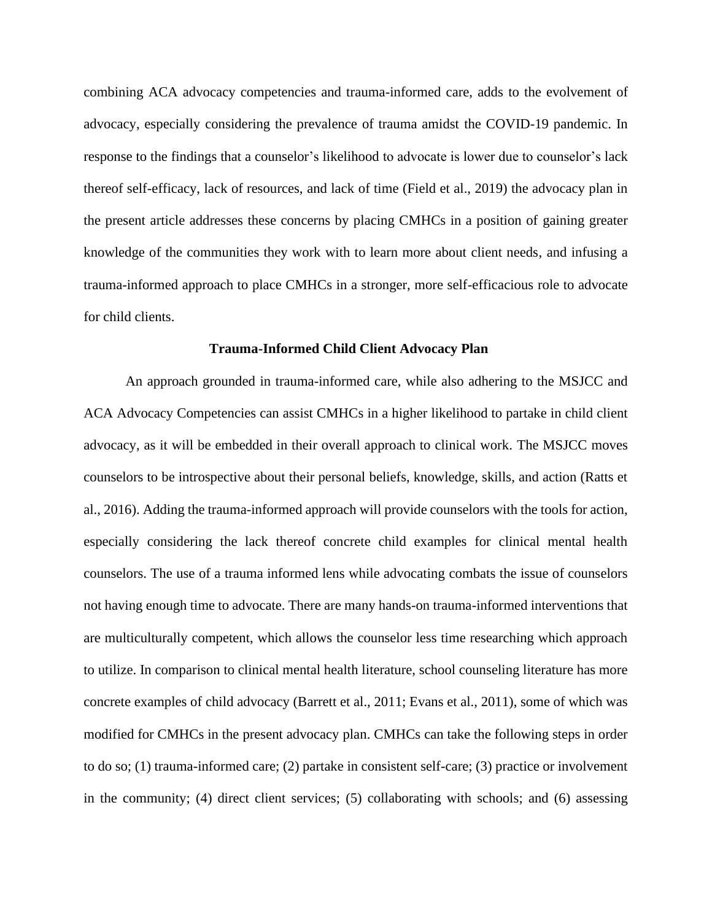combining ACA advocacy competencies and trauma-informed care, adds to the evolvement of advocacy, especially considering the prevalence of trauma amidst the COVID-19 pandemic. In response to the findings that a counselor's likelihood to advocate is lower due to counselor's lack thereof self-efficacy, lack of resources, and lack of time (Field et al., 2019) the advocacy plan in the present article addresses these concerns by placing CMHCs in a position of gaining greater knowledge of the communities they work with to learn more about client needs, and infusing a trauma-informed approach to place CMHCs in a stronger, more self-efficacious role to advocate for child clients.

## Trauma-Informed Child Client Advocacy Plan

An approach grounded in trauma-informed care, while also adhering to the MSJCC and ACA Advocacy Competencies can assist CMHCs in a higher likelihood to partake in child client advocacy, as it will be embedded in their overall approach to clinical work. The MSJCC moves counselors to be introspective about their personal beliefs, knowledge, skills, and action (Ratts et al., 2016). Adding the trauma-informed approach will provide counselors with the tools for action, especially considering the lack thereof concrete child examples for clinical mental health counselors. The use of a trauma informed lens while advocating combats the issue of counselors not having enough time to advocate. There are many hands-on trauma-informed interventions that are multiculturally competent, which allows the counselor less time researching which approach to utilize. In comparison to clinical mental health literature, school counseling literature has more concrete examples of child advocacy (Barrett et al., 2011; Evans et al., 2011), some of which was modified for CMHCs in the present advocacy plan. CMHCs can take the following steps in order to do so; (1) trauma-informed care; (2) partake in consistent self-care; (3) practice or involvement in the community; (4) direct client services; (5) collaborating with schools; and (6) assessing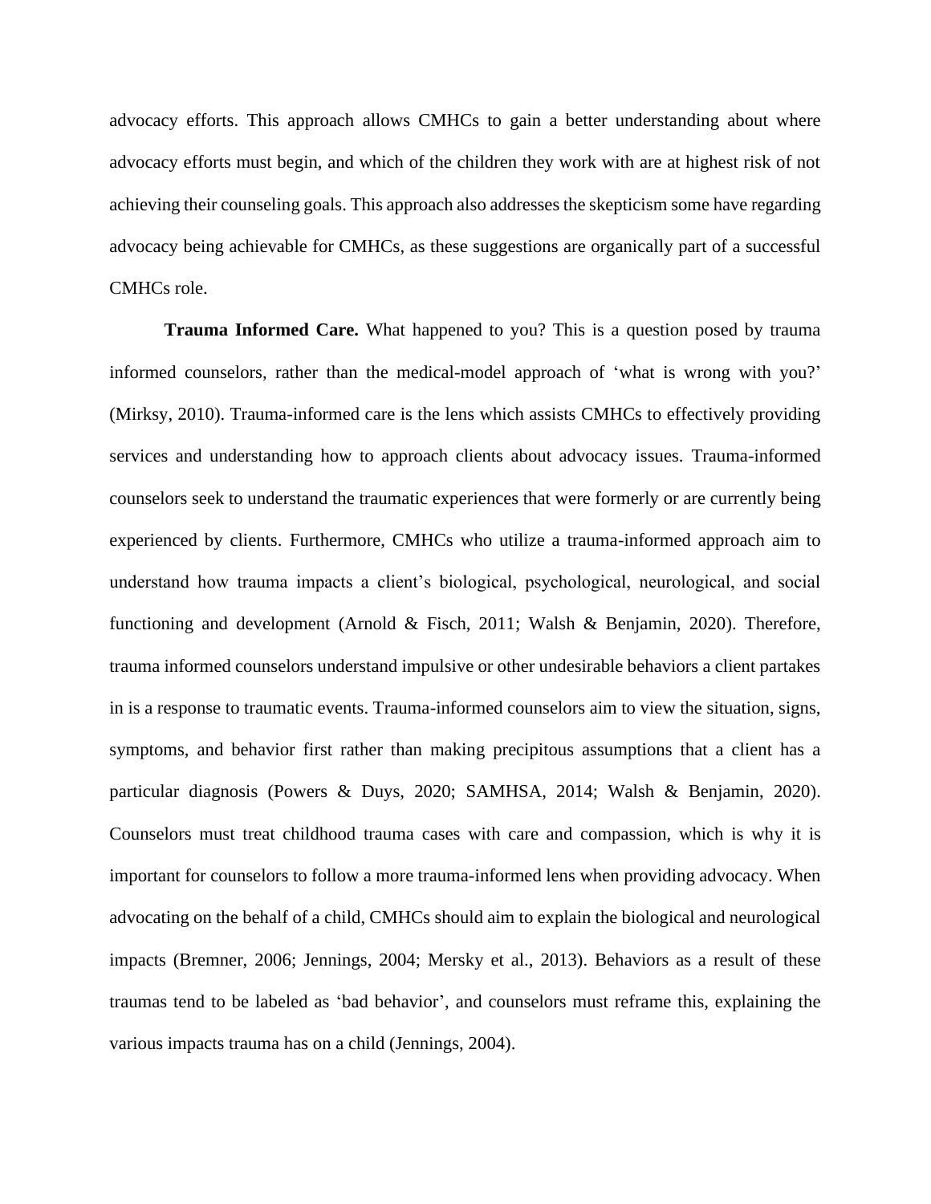advocacy efforts. This approach allows CMHCs to gain a better understanding about where advocacy efforts must begin, and which of the children they work with are at highest risk of not achieving their counseling goals. This approach also addresses the skepticism some have regarding advocacy being achievable for CMHCs, as these suggestions are organically part of a successful CMHCs role.

**Trauma Informed Care.** What happened to you? This is a question posed by trauma informed counselors, rather than the medical-model approach of 'what is wrong with you?' (Mirksy, 2010). Trauma-informed care is the lens which assists CMHCs to effectively providing services and understanding how to approach clients about advocacy issues. Trauma-informed counselors seek to understand the traumatic experiences that were formerly or are currently being experienced by clients. Furthermore, CMHCs who utilize a trauma-informed approach aim to understand how trauma impacts a client's biological, psychological, neurological, and social functioning and development (Arnold & Fisch, 2011; Walsh & Benjamin, 2020). Therefore, trauma informed counselors understand impulsive or other undesirable behaviors a client partakes in is a response to traumatic events. Trauma-informed counselors aim to view the situation, signs, symptoms, and behavior first rather than making precipitous assumptions that a client has a particular diagnosis (Powers & Duys, 2020; SAMHSA, 2014; Walsh & Benjamin, 2020). Counselors must treat childhood trauma cases with care and compassion, which is why it is important for counselors to follow a more trauma-informed lens when providing advocacy. When advocating on the behalf of a child, CMHCs should aim to explain the biological and neurological impacts (Bremner, 2006; Jennings, 2004; Mersky et al., 2013). Behaviors as a result of these traumas tend to be labeled as 'bad behavior', and counselors must reframe this, explaining the various impacts trauma has on a child (Jennings, 2004).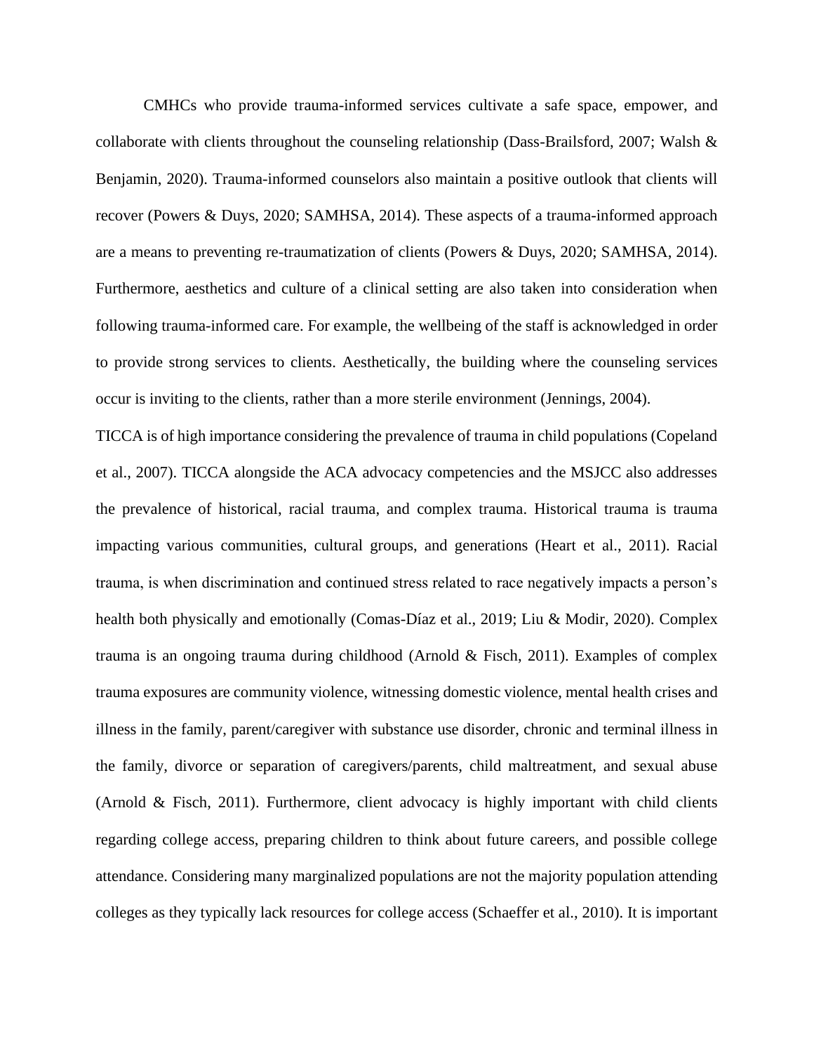CMHCs who provide trauma-informed services cultivate a safe space, empower, and collaborate with clients throughout the counseling relationship (Dass-Brailsford, 2007; Walsh & Benjamin, 2020). Trauma-informed counselors also maintain a positive outlook that clients will recover (Powers & Duys, 2020; SAMHSA, 2014). These aspects of a trauma-informed approach are a means to preventing re-traumatization of clients (Powers & Duys, 2020; SAMHSA, 2014). Furthermore, aesthetics and culture of a clinical setting are also taken into consideration when following trauma-informed care. For example, the wellbeing of the staff is acknowledged in order to provide strong services to clients. Aesthetically, the building where the counseling services occur is inviting to the clients, rather than a more sterile environment (Jennings, 2004).

TICCA is of high importance considering the prevalence of trauma in child populations (Copeland et al., 2007). TICCA alongside the ACA advocacy competencies and the MSJCC also addresses the prevalence of historical, racial trauma, and complex trauma. Historical trauma is trauma impacting various communities, cultural groups, and generations (Heart et al., 2011). Racial trauma, is when discrimination and continued stress related to race negatively impacts a person's health both physically and emotionally (Comas-Díaz et al., 2019; Liu & Modir, 2020). Complex trauma is an ongoing trauma during childhood (Arnold & Fisch, 2011). Examples of complex trauma exposures are community violence, witnessing domestic violence, mental health crises and illness in the family, parent/caregiver with substance use disorder, chronic and terminal illness in the family, divorce or separation of caregivers/parents, child maltreatment, and sexual abuse (Arnold & Fisch, 2011). Furthermore, client advocacy is highly important with child clients regarding college access, preparing children to think about future careers, and possible college attendance. Considering many marginalized populations are not the majority population attending colleges as they typically lack resources for college access (Schaeffer et al., 2010). It is important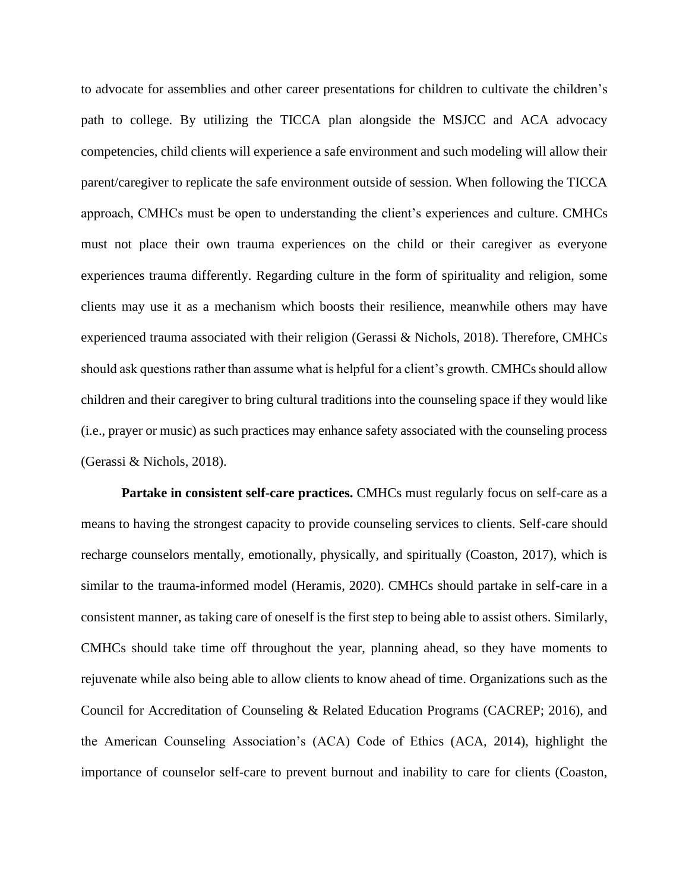to advocate for assemblies and other career presentations for children to cultivate the children's path to college. By utilizing the TICCA plan alongside the MSJCC and ACA advocacy competencies, child clients will experience a safe environment and such modeling will allow their parent/caregiver to replicate the safe environment outside of session. When following the TICCA approach, CMHCs must be open to understanding the client's experiences and culture. CMHCs must not place their own trauma experiences on the child or their caregiver as everyone experiences trauma differently. Regarding culture in the form of spirituality and religion, some clients may use it as a mechanism which boosts their resilience, meanwhile others may have experienced trauma associated with their religion (Gerassi & Nichols, 2018). Therefore, CMHCs should ask questions rather than assume what is helpful for a client's growth. CMHCs should allow children and their caregiver to bring cultural traditions into the counseling space if they would like (i.e., prayer or music) as such practices may enhance safety associated with the counseling process (Gerassi & Nichols, 2018).

**Partake in consistent self-care practices.** CMHCs must regularly focus on self-care as a means to having the strongest capacity to provide counseling services to clients. Self-care should recharge counselors mentally, emotionally, physically, and spiritually (Coaston, 2017), which is similar to the trauma-informed model (Heramis, 2020). CMHCs should partake in self-care in a consistent manner, as taking care of oneself is the first step to being able to assist others. Similarly, CMHCs should take time off throughout the year, planning ahead, so they have moments to rejuvenate while also being able to allow clients to know ahead of time. Organizations such as the Council for Accreditation of Counseling & Related Education Programs (CACREP; 2016), and the American Counseling Association's (ACA) Code of Ethics (ACA, 2014), highlight the importance of counselor self-care to prevent burnout and inability to care for clients (Coaston,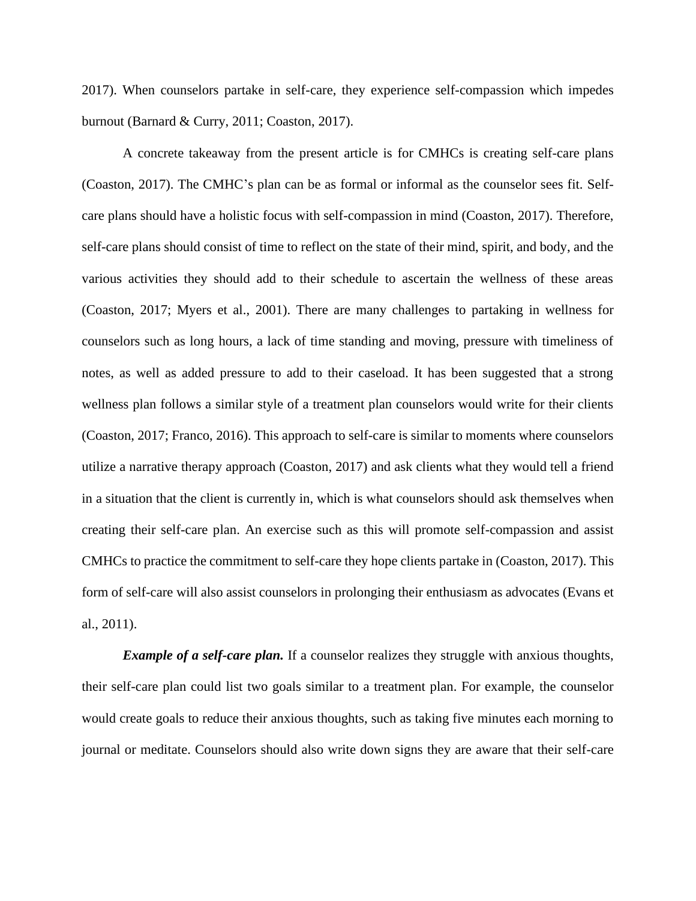2017). When counselors partake in self-care, they experience self-compassion which impedes burnout (Barnard & Curry, 2011; Coaston, 2017).

A concrete takeaway from the present article is for CMHCs is creating self-care plans (Coaston, 2017). The CMHC's plan can be as formal or informal as the counselor sees fit. Self-care plans should have a holistic focus with self-compassion in mind (Coaston, 2017). Therefore, self-care plans should consist of time to reflect on the state of their mind, spirit, and body, and the various activities they should add to their schedule to ascertain the wellness of these areas (Coaston, 2017; Myers et al., 2001). There are many challenges to partaking in wellness for counselors such as long hours, a lack of time standing and moving, pressure with timeliness of notes, as well as added pressure to add to their caseload. It has been suggested that a strong wellness plan follows a similar style of a treatment plan counselors would write for their clients (Coaston, 2017; Franco, 2016). This approach to self-care is similar to moments where counselors utilize a narrative therapy approach (Coaston, 2017) and ask clients what they would tell a friend in a situation that the client is currently in, which is what counselors should ask themselves when creating their self-care plan. An exercise such as this will promote self-compassion and assist CMHCs to practice the commitment to self-care they hope clients partake in (Coaston, 2017). This form of self-care will also assist counselors in prolonging their enthusiasm as advocates (Evans et al., 2011).

***Example of a self-care plan.*** If a counselor realizes they struggle with anxious thoughts, their self-care plan could list two goals similar to a treatment plan. For example, the counselor would create goals to reduce their anxious thoughts, such as taking five minutes each morning to journal or meditate. Counselors should also write down signs they are aware that their self-care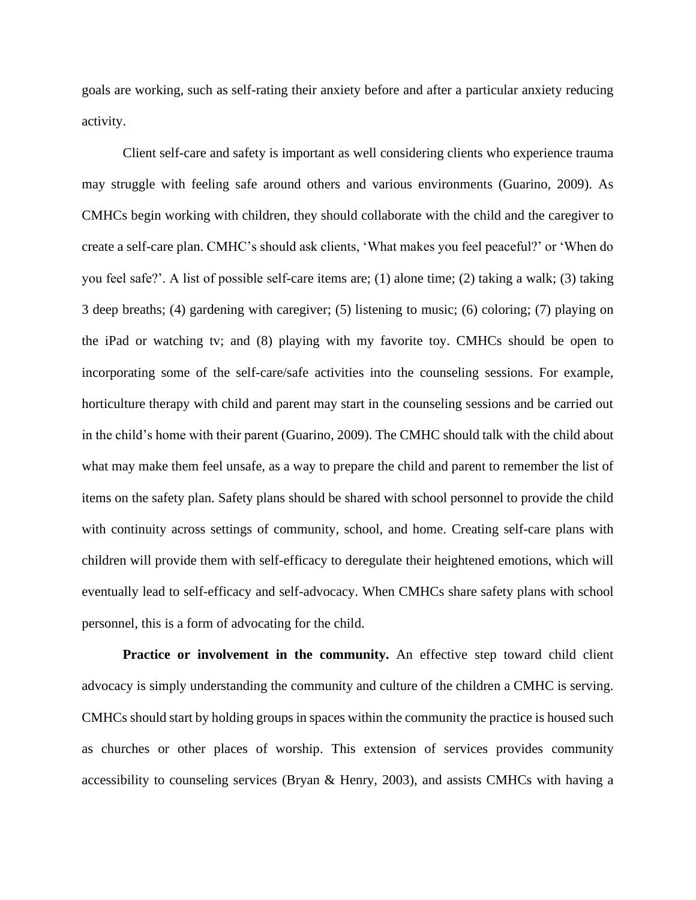goals are working, such as self-rating their anxiety before and after a particular anxiety reducing activity.

Client self-care and safety is important as well considering clients who experience trauma may struggle with feeling safe around others and various environments (Guarino, 2009). As CMHCs begin working with children, they should collaborate with the child and the caregiver to create a self-care plan. CMHC's should ask clients, 'What makes you feel peaceful?' or 'When do you feel safe?'. A list of possible self-care items are; (1) alone time; (2) taking a walk; (3) taking 3 deep breaths; (4) gardening with caregiver; (5) listening to music; (6) coloring; (7) playing on the iPad or watching tv; and (8) playing with my favorite toy. CMHCs should be open to incorporating some of the self-care/safe activities into the counseling sessions. For example, horticulture therapy with child and parent may start in the counseling sessions and be carried out in the child's home with their parent (Guarino, 2009). The CMHC should talk with the child about what may make them feel unsafe, as a way to prepare the child and parent to remember the list of items on the safety plan. Safety plans should be shared with school personnel to provide the child with continuity across settings of community, school, and home. Creating self-care plans with children will provide them with self-efficacy to deregulate their heightened emotions, which will eventually lead to self-efficacy and self-advocacy. When CMHCs share safety plans with school personnel, this is a form of advocating for the child.

**Practice or involvement in the community.** An effective step toward child client advocacy is simply understanding the community and culture of the children a CMHC is serving. CMHCs should start by holding groups in spaces within the community the practice is housed such as churches or other places of worship. This extension of services provides community accessibility to counseling services (Bryan & Henry, 2003), and assists CMHCs with having a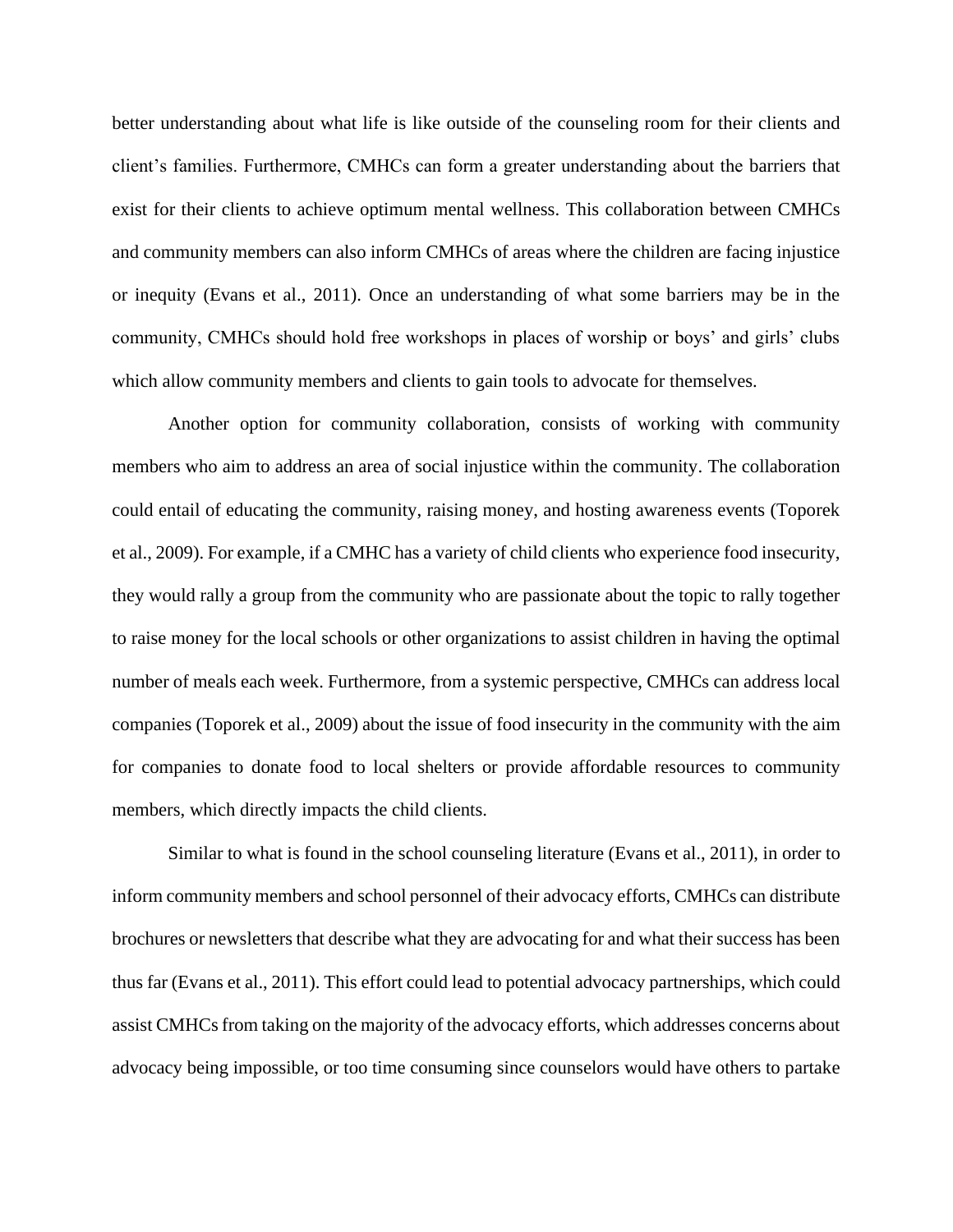better understanding about what life is like outside of the counseling room for their clients and client's families. Furthermore, CMHCs can form a greater understanding about the barriers that exist for their clients to achieve optimum mental wellness. This collaboration between CMHCs and community members can also inform CMHCs of areas where the children are facing injustice or inequity (Evans et al., 2011). Once an understanding of what some barriers may be in the community, CMHCs should hold free workshops in places of worship or boys' and girls' clubs which allow community members and clients to gain tools to advocate for themselves.

Another option for community collaboration, consists of working with community members who aim to address an area of social injustice within the community. The collaboration could entail of educating the community, raising money, and hosting awareness events (Toporek et al., 2009). For example, if a CMHC has a variety of child clients who experience food insecurity, they would rally a group from the community who are passionate about the topic to rally together to raise money for the local schools or other organizations to assist children in having the optimal number of meals each week. Furthermore, from a systemic perspective, CMHCs can address local companies (Toporek et al., 2009) about the issue of food insecurity in the community with the aim for companies to donate food to local shelters or provide affordable resources to community members, which directly impacts the child clients.

Similar to what is found in the school counseling literature (Evans et al., 2011), in order to inform community members and school personnel of their advocacy efforts, CMHCs can distribute brochures or newsletters that describe what they are advocating for and what their success has been thus far (Evans et al., 2011). This effort could lead to potential advocacy partnerships, which could assist CMHCs from taking on the majority of the advocacy efforts, which addresses concerns about advocacy being impossible, or too time consuming since counselors would have others to partake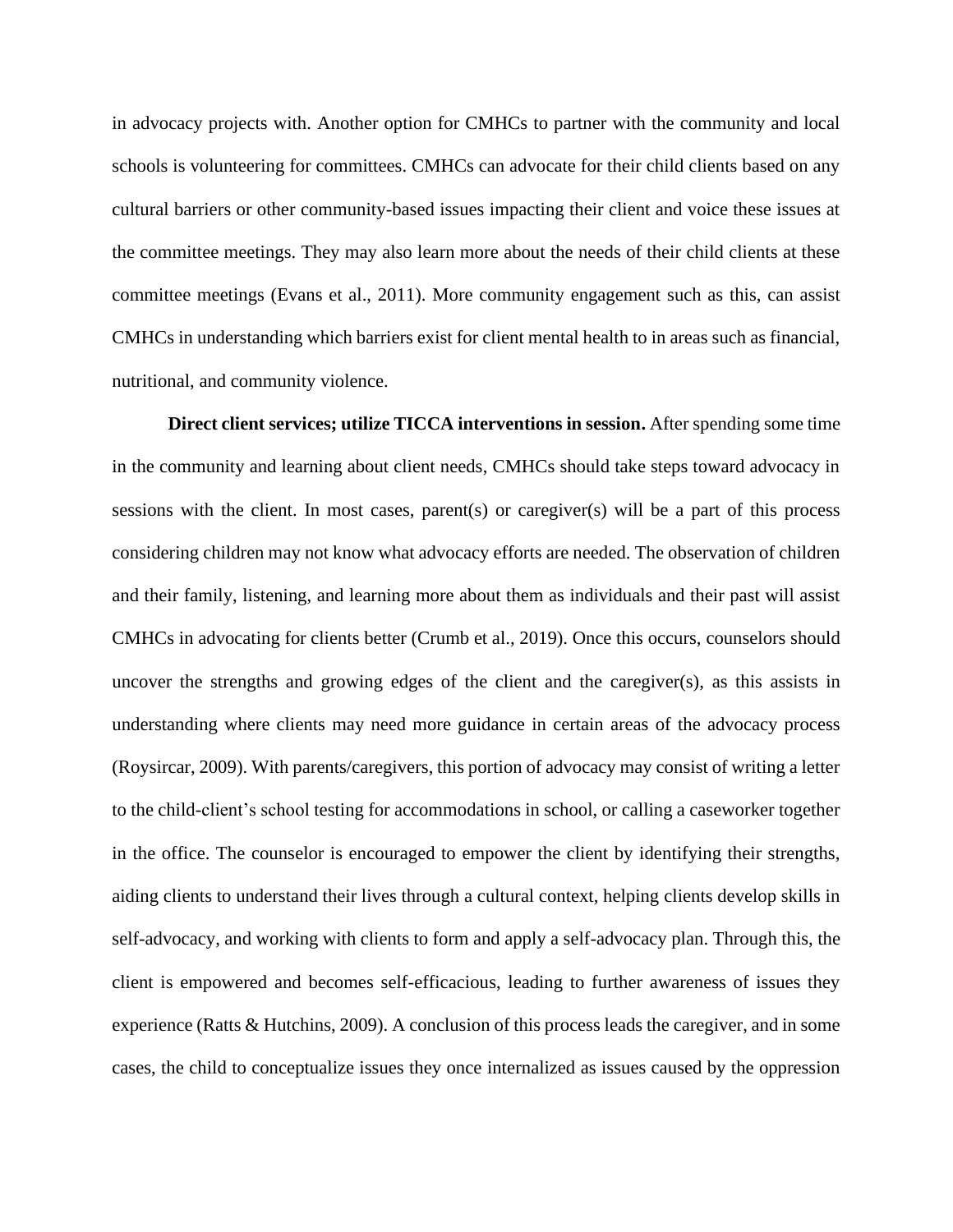in advocacy projects with. Another option for CMHCs to partner with the community and local schools is volunteering for committees. CMHCs can advocate for their child clients based on any cultural barriers or other community-based issues impacting their client and voice these issues at the committee meetings. They may also learn more about the needs of their child clients at these committee meetings (Evans et al., 2011). More community engagement such as this, can assist CMHCs in understanding which barriers exist for client mental health to in areas such as financial, nutritional, and community violence.

**Direct client services; utilize TICCA interventions in session.** After spending some time in the community and learning about client needs, CMHCs should take steps toward advocacy in sessions with the client. In most cases, parent(s) or caregiver(s) will be a part of this process considering children may not know what advocacy efforts are needed. The observation of children and their family, listening, and learning more about them as individuals and their past will assist CMHCs in advocating for clients better (Crumb et al., 2019). Once this occurs, counselors should uncover the strengths and growing edges of the client and the caregiver(s), as this assists in understanding where clients may need more guidance in certain areas of the advocacy process (Roysircar, 2009). With parents/caregivers, this portion of advocacy may consist of writing a letter to the child-client's school testing for accommodations in school, or calling a caseworker together in the office. The counselor is encouraged to empower the client by identifying their strengths, aiding clients to understand their lives through a cultural context, helping clients develop skills in self-advocacy, and working with clients to form and apply a self-advocacy plan. Through this, the client is empowered and becomes self-efficacious, leading to further awareness of issues they experience (Ratts & Hutchins, 2009). A conclusion of this process leads the caregiver, and in some cases, the child to conceptualize issues they once internalized as issues caused by the oppression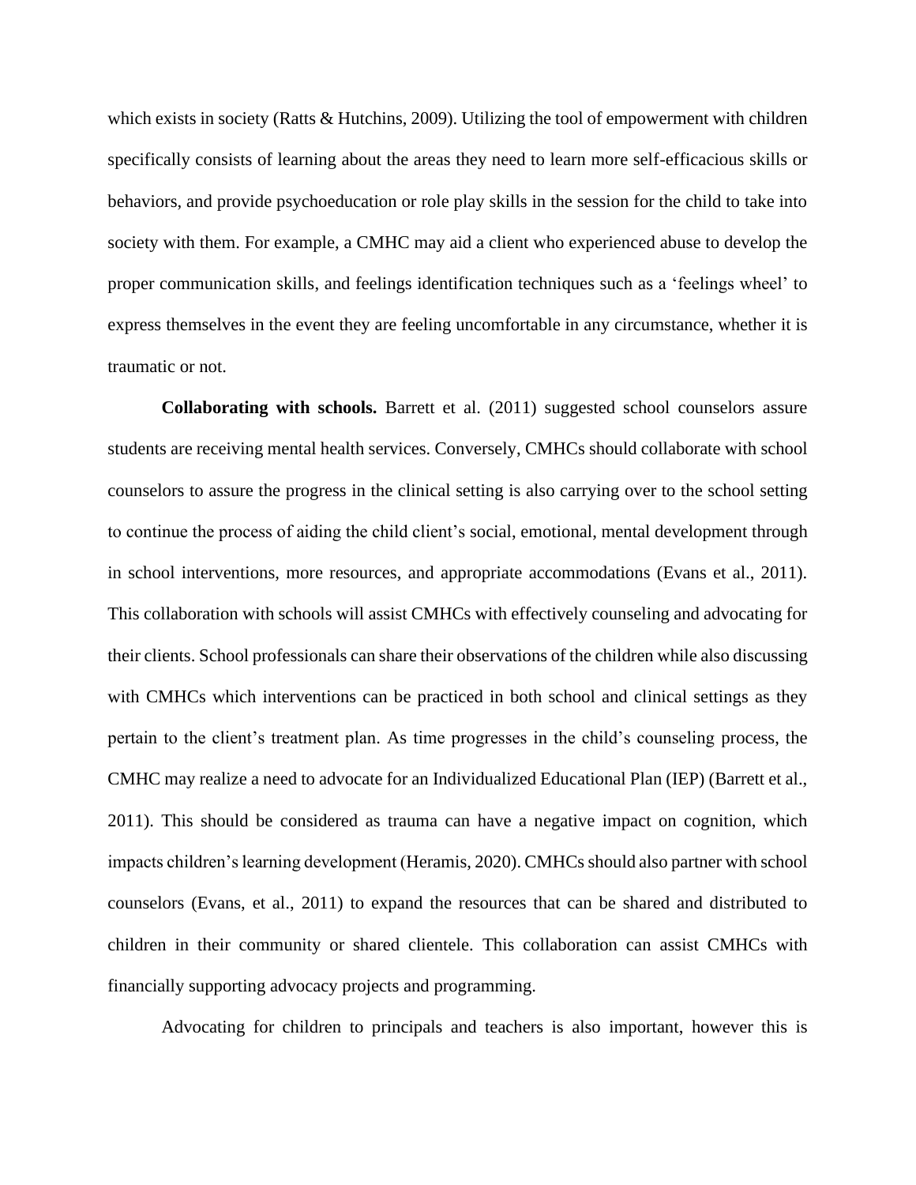which exists in society (Ratts & Hutchins, 2009). Utilizing the tool of empowerment with children specifically consists of learning about the areas they need to learn more self-efficacious skills or behaviors, and provide psychoeducation or role play skills in the session for the child to take into society with them. For example, a CMHC may aid a client who experienced abuse to develop the proper communication skills, and feelings identification techniques such as a 'feelings wheel' to express themselves in the event they are feeling uncomfortable in any circumstance, whether it is traumatic or not.

**Collaborating with schools.** Barrett et al. (2011) suggested school counselors assure students are receiving mental health services. Conversely, CMHCs should collaborate with school counselors to assure the progress in the clinical setting is also carrying over to the school setting to continue the process of aiding the child client's social, emotional, mental development through in school interventions, more resources, and appropriate accommodations (Evans et al., 2011). This collaboration with schools will assist CMHCs with effectively counseling and advocating for their clients. School professionals can share their observations of the children while also discussing with CMHCs which interventions can be practiced in both school and clinical settings as they pertain to the client's treatment plan. As time progresses in the child's counseling process, the CMHC may realize a need to advocate for an Individualized Educational Plan (IEP) (Barrett et al., 2011). This should be considered as trauma can have a negative impact on cognition, which impacts children's learning development (Heramis, 2020). CMHCs should also partner with school counselors (Evans, et al., 2011) to expand the resources that can be shared and distributed to children in their community or shared clientele. This collaboration can assist CMHCs with financially supporting advocacy projects and programming.

Advocating for children to principals and teachers is also important, however this is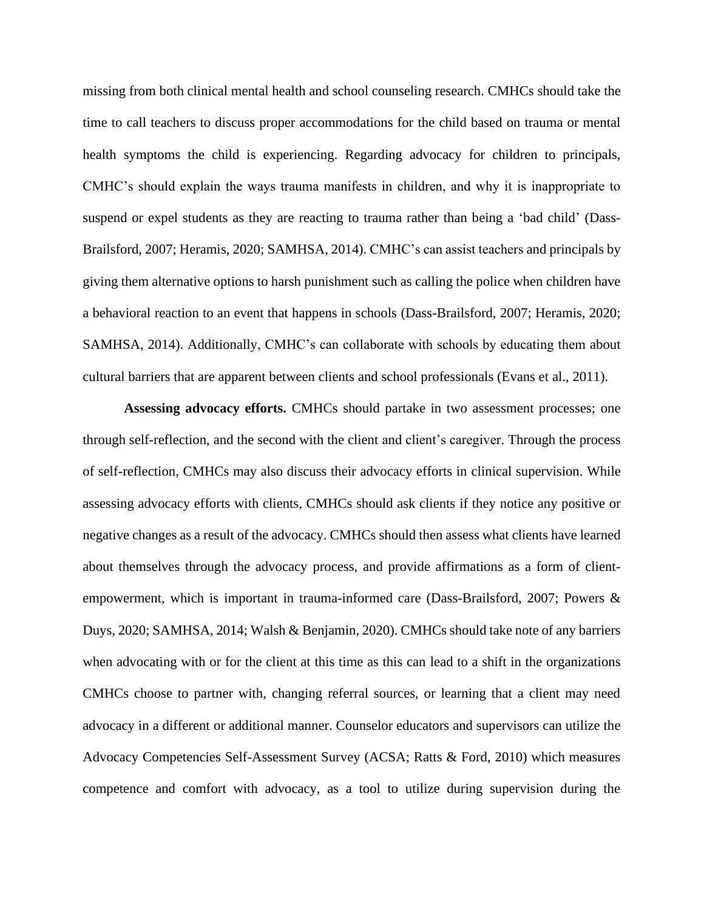missing from both clinical mental health and school counseling research. CMHCs should take the time to call teachers to discuss proper accommodations for the child based on trauma or mental health symptoms the child is experiencing. Regarding advocacy for children to principals, CMHC's should explain the ways trauma manifests in children, and why it is inappropriate to suspend or expel students as they are reacting to trauma rather than being a 'bad child' (Dass-Brailsford, 2007; Heramis, 2020; SAMHSA, 2014). CMHC's can assist teachers and principals by giving them alternative options to harsh punishment such as calling the police when children have a behavioral reaction to an event that happens in schools (Dass-Brailsford, 2007; Heramis, 2020; SAMHSA, 2014). Additionally, CMHC's can collaborate with schools by educating them about cultural barriers that are apparent between clients and school professionals (Evans et al., 2011).

**Assessing advocacy efforts.** CMHCs should partake in two assessment processes; one through self-reflection, and the second with the client and client's caregiver. Through the process of self-reflection, CMHCs may also discuss their advocacy efforts in clinical supervision. While assessing advocacy efforts with clients, CMHCs should ask clients if they notice any positive or negative changes as a result of the advocacy. CMHCs should then assess what clients have learned about themselves through the advocacy process, and provide affirmations as a form of client-empowerment, which is important in trauma-informed care (Dass-Brailsford, 2007; Powers & Duys, 2020; SAMHSA, 2014; Walsh & Benjamin, 2020). CMHCs should take note of any barriers when advocating with or for the client at this time as this can lead to a shift in the organizations CMHCs choose to partner with, changing referral sources, or learning that a client may need advocacy in a different or additional manner. Counselor educators and supervisors can utilize the Advocacy Competencies Self-Assessment Survey (ACSA; Ratts & Ford, 2010) which measures competence and comfort with advocacy, as a tool to utilize during supervision during the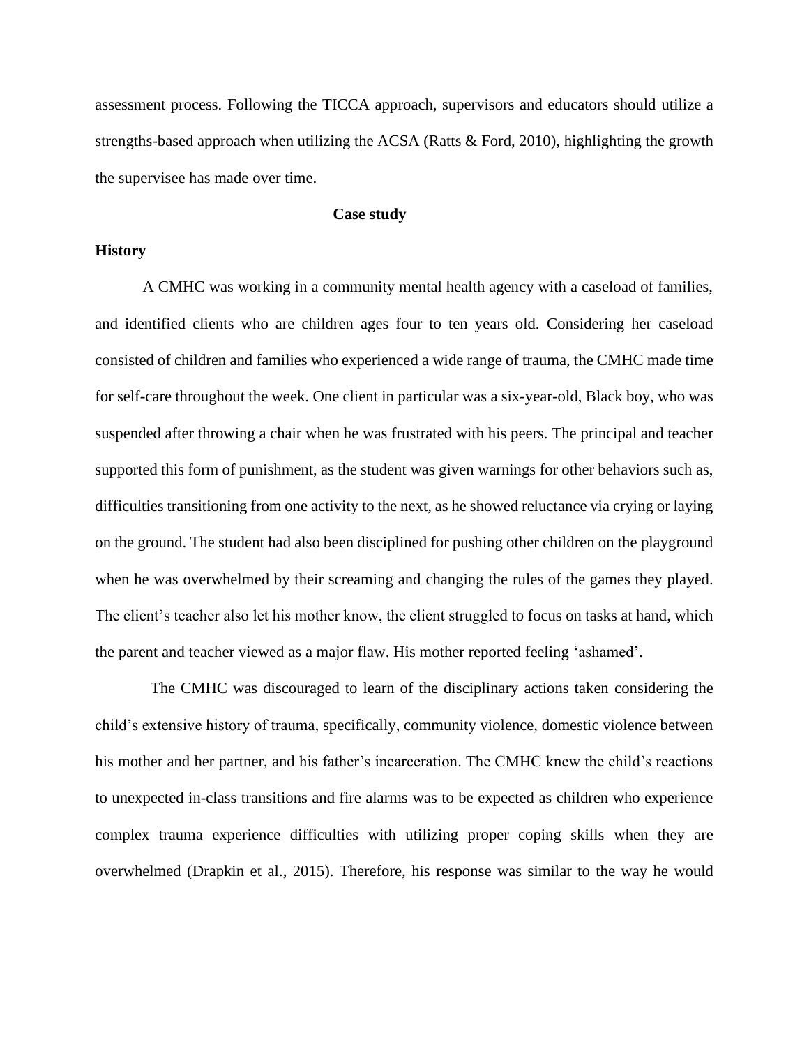assessment process. Following the TICCA approach, supervisors and educators should utilize a strengths-based approach when utilizing the ACSA (Ratts & Ford, 2010), highlighting the growth the supervisee has made over time.

## Case study

### History

A CMHC was working in a community mental health agency with a caseload of families, and identified clients who are children ages four to ten years old. Considering her caseload consisted of children and families who experienced a wide range of trauma, the CMHC made time for self-care throughout the week. One client in particular was a six-year-old, Black boy, who was suspended after throwing a chair when he was frustrated with his peers. The principal and teacher supported this form of punishment, as the student was given warnings for other behaviors such as, difficulties transitioning from one activity to the next, as he showed reluctance via crying or laying on the ground. The student had also been disciplined for pushing other children on the playground when he was overwhelmed by their screaming and changing the rules of the games they played. The client's teacher also let his mother know, the client struggled to focus on tasks at hand, which the parent and teacher viewed as a major flaw. His mother reported feeling 'ashamed'.

The CMHC was discouraged to learn of the disciplinary actions taken considering the child's extensive history of trauma, specifically, community violence, domestic violence between his mother and her partner, and his father's incarceration. The CMHC knew the child's reactions to unexpected in-class transitions and fire alarms was to be expected as children who experience complex trauma experience difficulties with utilizing proper coping skills when they are overwhelmed (Drapkin et al., 2015). Therefore, his response was similar to the way he would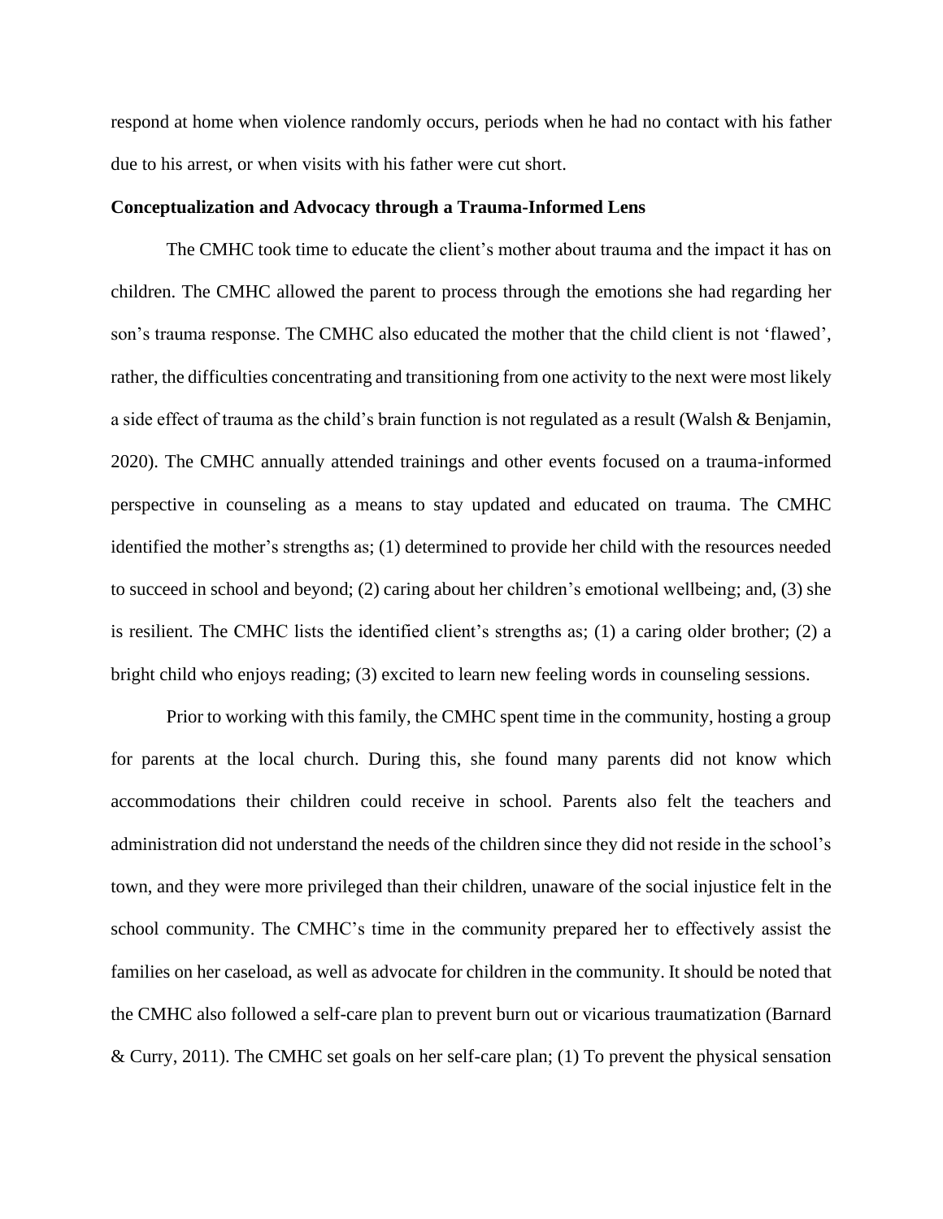respond at home when violence randomly occurs, periods when he had no contact with his father due to his arrest, or when visits with his father were cut short.

**Conceptualization and Advocacy through a Trauma-Informed Lens**

The CMHC took time to educate the client's mother about trauma and the impact it has on children. The CMHC allowed the parent to process through the emotions she had regarding her son's trauma response. The CMHC also educated the mother that the child client is not 'flawed', rather, the difficulties concentrating and transitioning from one activity to the next were most likely a side effect of trauma as the child's brain function is not regulated as a result (Walsh & Benjamin, 2020). The CMHC annually attended trainings and other events focused on a trauma-informed perspective in counseling as a means to stay updated and educated on trauma. The CMHC identified the mother's strengths as; (1) determined to provide her child with the resources needed to succeed in school and beyond; (2) caring about her children's emotional wellbeing; and, (3) she is resilient. The CMHC lists the identified client's strengths as; (1) a caring older brother; (2) a bright child who enjoys reading; (3) excited to learn new feeling words in counseling sessions.

Prior to working with this family, the CMHC spent time in the community, hosting a group for parents at the local church. During this, she found many parents did not know which accommodations their children could receive in school. Parents also felt the teachers and administration did not understand the needs of the children since they did not reside in the school's town, and they were more privileged than their children, unaware of the social injustice felt in the school community. The CMHC's time in the community prepared her to effectively assist the families on her caseload, as well as advocate for children in the community. It should be noted that the CMHC also followed a self-care plan to prevent burn out or vicarious traumatization (Barnard & Curry, 2011). The CMHC set goals on her self-care plan; (1) To prevent the physical sensation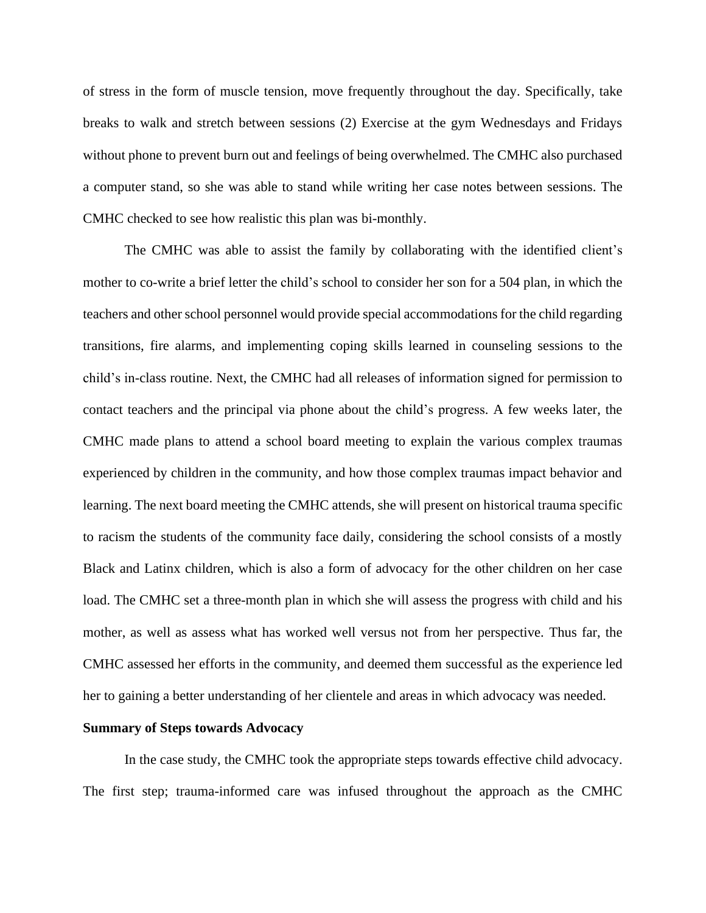of stress in the form of muscle tension, move frequently throughout the day. Specifically, take breaks to walk and stretch between sessions (2) Exercise at the gym Wednesdays and Fridays without phone to prevent burn out and feelings of being overwhelmed. The CMHC also purchased a computer stand, so she was able to stand while writing her case notes between sessions. The CMHC checked to see how realistic this plan was bi-monthly.

The CMHC was able to assist the family by collaborating with the identified client's mother to co-write a brief letter the child's school to consider her son for a 504 plan, in which the teachers and other school personnel would provide special accommodations for the child regarding transitions, fire alarms, and implementing coping skills learned in counseling sessions to the child's in-class routine. Next, the CMHC had all releases of information signed for permission to contact teachers and the principal via phone about the child's progress. A few weeks later, the CMHC made plans to attend a school board meeting to explain the various complex traumas experienced by children in the community, and how those complex traumas impact behavior and learning. The next board meeting the CMHC attends, she will present on historical trauma specific to racism the students of the community face daily, considering the school consists of a mostly Black and Latinx children, which is also a form of advocacy for the other children on her case load. The CMHC set a three-month plan in which she will assess the progress with child and his mother, as well as assess what has worked well versus not from her perspective. Thus far, the CMHC assessed her efforts in the community, and deemed them successful as the experience led her to gaining a better understanding of her clientele and areas in which advocacy was needed.

**Summary of Steps towards Advocacy**

In the case study, the CMHC took the appropriate steps towards effective child advocacy. The first step; trauma-informed care was infused throughout the approach as the CMHC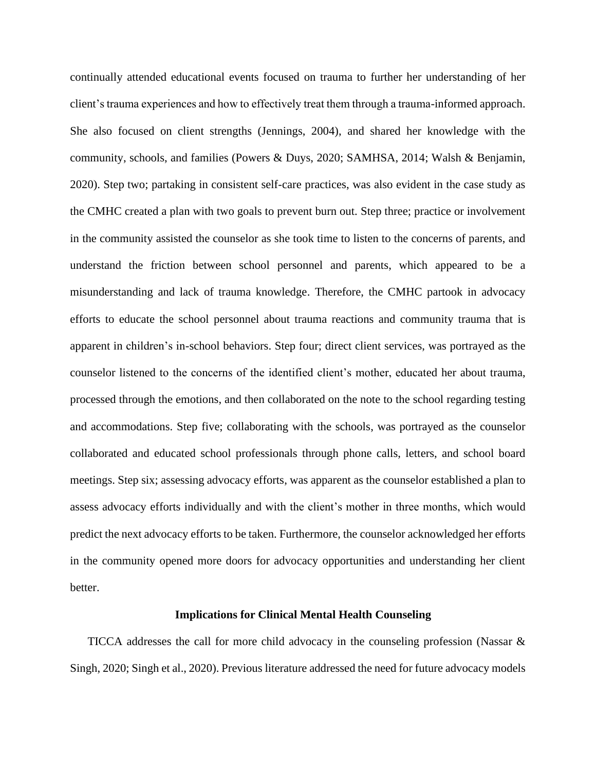continually attended educational events focused on trauma to further her understanding of her client's trauma experiences and how to effectively treat them through a trauma-informed approach. She also focused on client strengths (Jennings, 2004), and shared her knowledge with the community, schools, and families (Powers & Duys, 2020; SAMHSA, 2014; Walsh & Benjamin, 2020). Step two; partaking in consistent self-care practices, was also evident in the case study as the CMHC created a plan with two goals to prevent burn out. Step three; practice or involvement in the community assisted the counselor as she took time to listen to the concerns of parents, and understand the friction between school personnel and parents, which appeared to be a misunderstanding and lack of trauma knowledge. Therefore, the CMHC partook in advocacy efforts to educate the school personnel about trauma reactions and community trauma that is apparent in children's in-school behaviors. Step four; direct client services, was portrayed as the counselor listened to the concerns of the identified client's mother, educated her about trauma, processed through the emotions, and then collaborated on the note to the school regarding testing and accommodations. Step five; collaborating with the schools, was portrayed as the counselor collaborated and educated school professionals through phone calls, letters, and school board meetings. Step six; assessing advocacy efforts, was apparent as the counselor established a plan to assess advocacy efforts individually and with the client's mother in three months, which would predict the next advocacy efforts to be taken. Furthermore, the counselor acknowledged her efforts in the community opened more doors for advocacy opportunities and understanding her client better.

## Implications for Clinical Mental Health Counseling

TICCA addresses the call for more child advocacy in the counseling profession (Nassar & Singh, 2020; Singh et al., 2020). Previous literature addressed the need for future advocacy models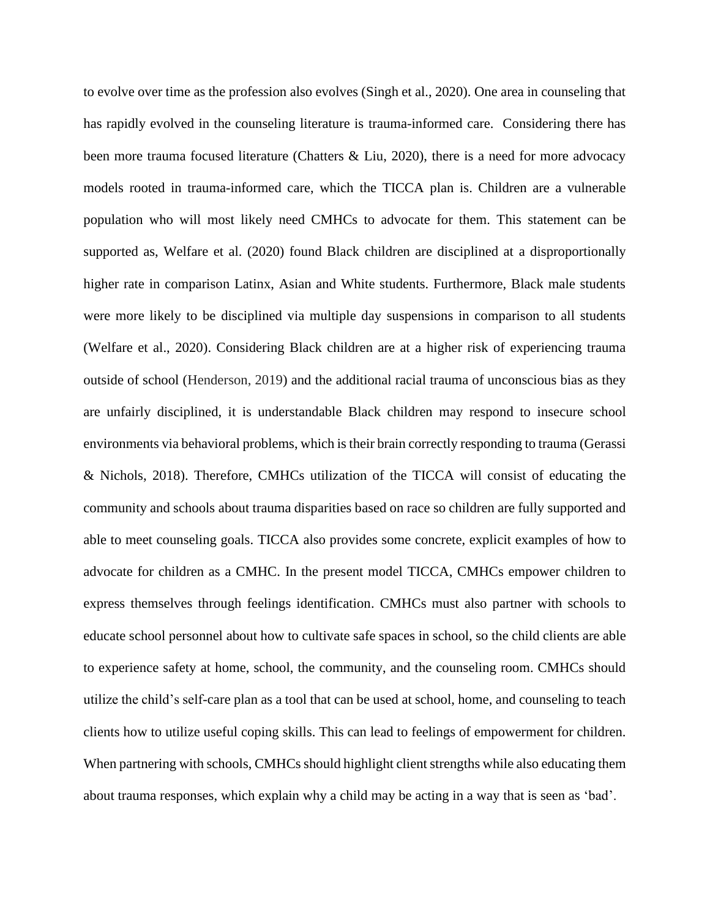to evolve over time as the profession also evolves (Singh et al., 2020). One area in counseling that has rapidly evolved in the counseling literature is trauma-informed care.  Considering there has been more trauma focused literature (Chatters & Liu, 2020), there is a need for more advocacy models rooted in trauma-informed care, which the TICCA plan is. Children are a vulnerable population who will most likely need CMHCs to advocate for them. This statement can be supported as, Welfare et al. (2020) found Black children are disciplined at a disproportionally higher rate in comparison Latinx, Asian and White students. Furthermore, Black male students were more likely to be disciplined via multiple day suspensions in comparison to all students (Welfare et al., 2020). Considering Black children are at a higher risk of experiencing trauma outside of school (Henderson, 2019) and the additional racial trauma of unconscious bias as they are unfairly disciplined, it is understandable Black children may respond to insecure school environments via behavioral problems, which is their brain correctly responding to trauma (Gerassi & Nichols, 2018). Therefore, CMHCs utilization of the TICCA will consist of educating the community and schools about trauma disparities based on race so children are fully supported and able to meet counseling goals. TICCA also provides some concrete, explicit examples of how to advocate for children as a CMHC. In the present model TICCA, CMHCs empower children to express themselves through feelings identification. CMHCs must also partner with schools to educate school personnel about how to cultivate safe spaces in school, so the child clients are able to experience safety at home, school, the community, and the counseling room. CMHCs should utilize the child's self-care plan as a tool that can be used at school, home, and counseling to teach clients how to utilize useful coping skills. This can lead to feelings of empowerment for children. When partnering with schools, CMHCs should highlight client strengths while also educating them about trauma responses, which explain why a child may be acting in a way that is seen as 'bad'.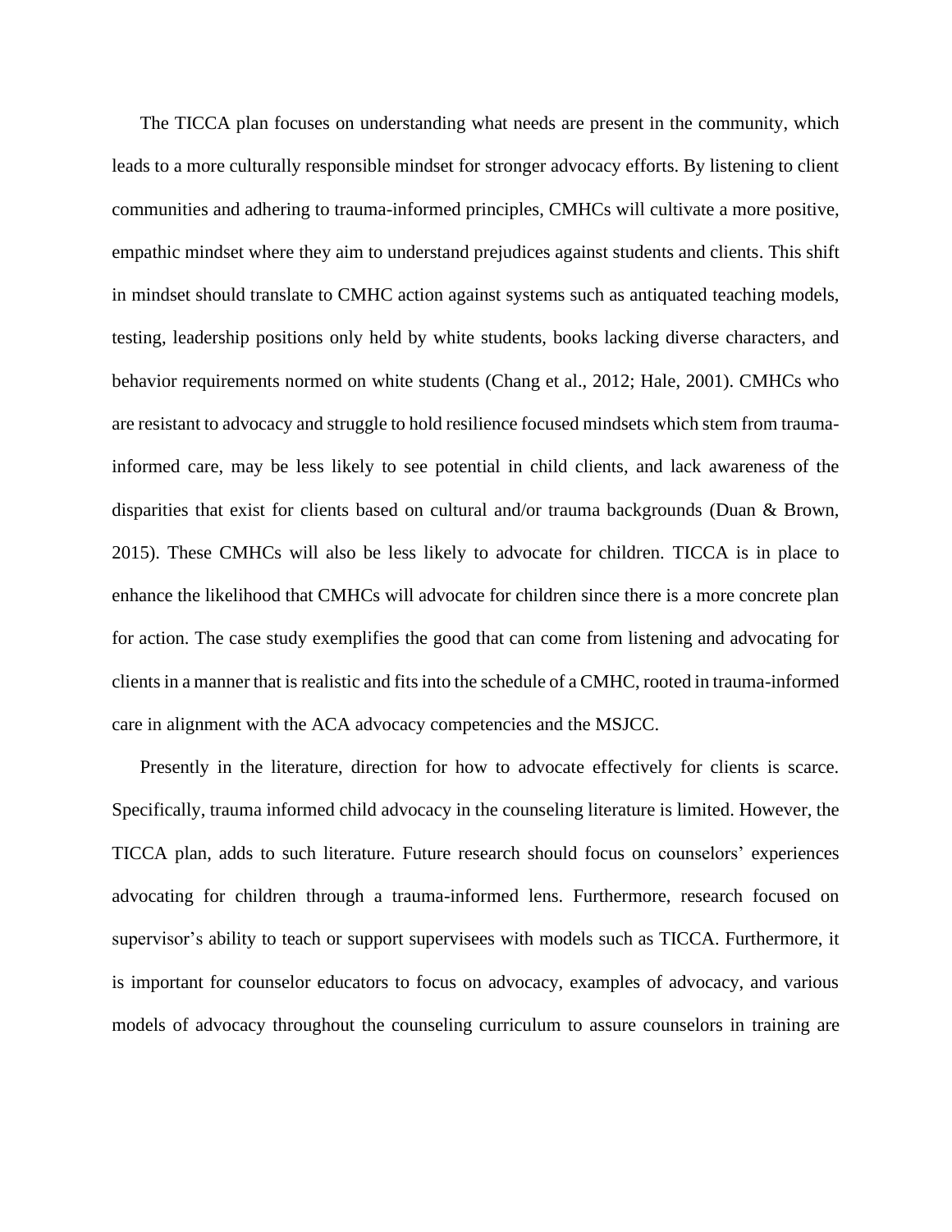The TICCA plan focuses on understanding what needs are present in the community, which leads to a more culturally responsible mindset for stronger advocacy efforts. By listening to client communities and adhering to trauma-informed principles, CMHCs will cultivate a more positive, empathic mindset where they aim to understand prejudices against students and clients. This shift in mindset should translate to CMHC action against systems such as antiquated teaching models, testing, leadership positions only held by white students, books lacking diverse characters, and behavior requirements normed on white students (Chang et al., 2012; Hale, 2001). CMHCs who are resistant to advocacy and struggle to hold resilience focused mindsets which stem from trauma-informed care, may be less likely to see potential in child clients, and lack awareness of the disparities that exist for clients based on cultural and/or trauma backgrounds (Duan & Brown, 2015). These CMHCs will also be less likely to advocate for children. TICCA is in place to enhance the likelihood that CMHCs will advocate for children since there is a more concrete plan for action. The case study exemplifies the good that can come from listening and advocating for clients in a manner that is realistic and fits into the schedule of a CMHC, rooted in trauma-informed care in alignment with the ACA advocacy competencies and the MSJCC.

Presently in the literature, direction for how to advocate effectively for clients is scarce. Specifically, trauma informed child advocacy in the counseling literature is limited. However, the TICCA plan, adds to such literature. Future research should focus on counselors' experiences advocating for children through a trauma-informed lens. Furthermore, research focused on supervisor's ability to teach or support supervisees with models such as TICCA. Furthermore, it is important for counselor educators to focus on advocacy, examples of advocacy, and various models of advocacy throughout the counseling curriculum to assure counselors in training are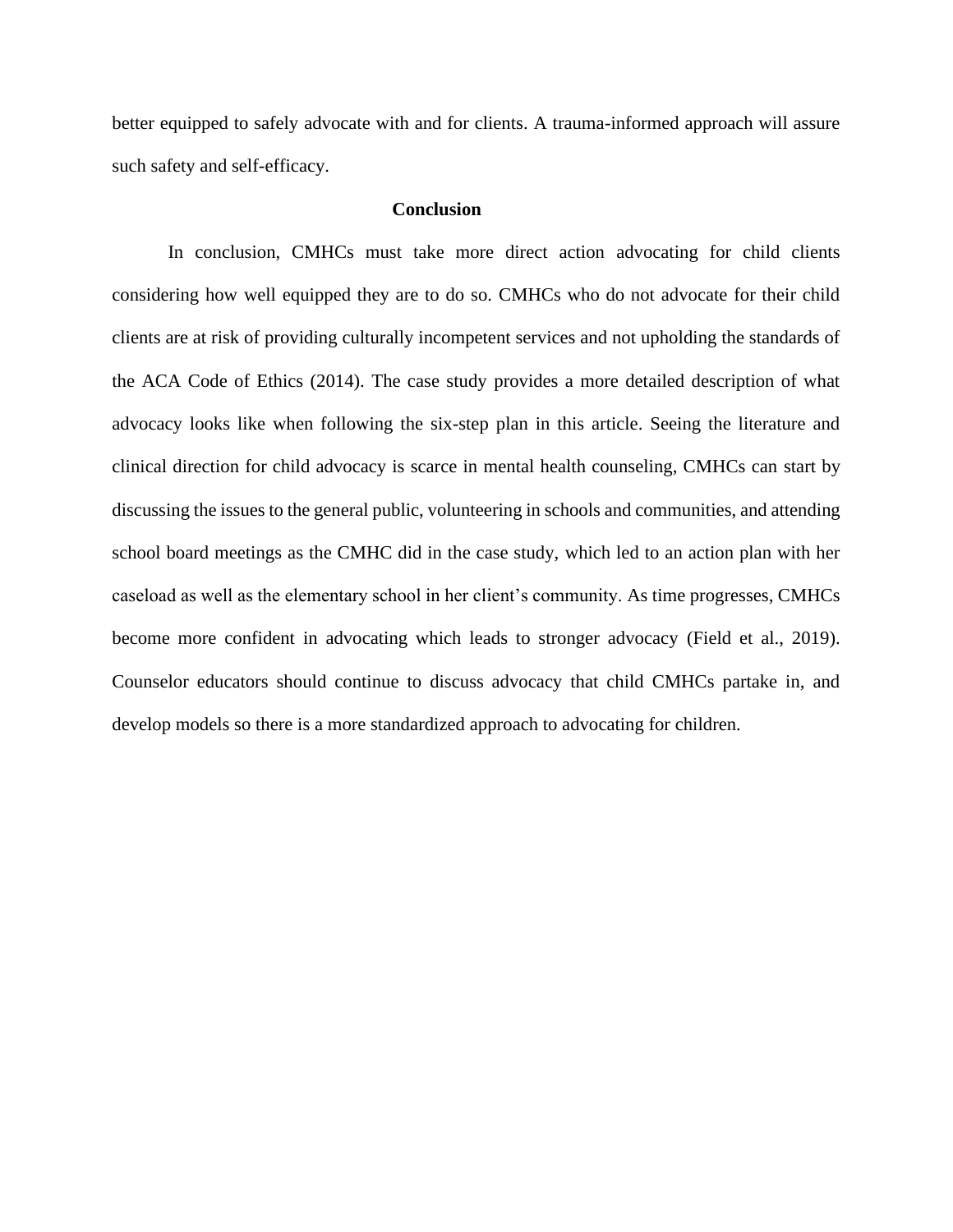better equipped to safely advocate with and for clients. A trauma-informed approach will assure such safety and self-efficacy.

## Conclusion

In conclusion, CMHCs must take more direct action advocating for child clients considering how well equipped they are to do so. CMHCs who do not advocate for their child clients are at risk of providing culturally incompetent services and not upholding the standards of the ACA Code of Ethics (2014). The case study provides a more detailed description of what advocacy looks like when following the six-step plan in this article. Seeing the literature and clinical direction for child advocacy is scarce in mental health counseling, CMHCs can start by discussing the issues to the general public, volunteering in schools and communities, and attending school board meetings as the CMHC did in the case study, which led to an action plan with her caseload as well as the elementary school in her client's community. As time progresses, CMHCs become more confident in advocating which leads to stronger advocacy (Field et al., 2019). Counselor educators should continue to discuss advocacy that child CMHCs partake in, and develop models so there is a more standardized approach to advocating for children.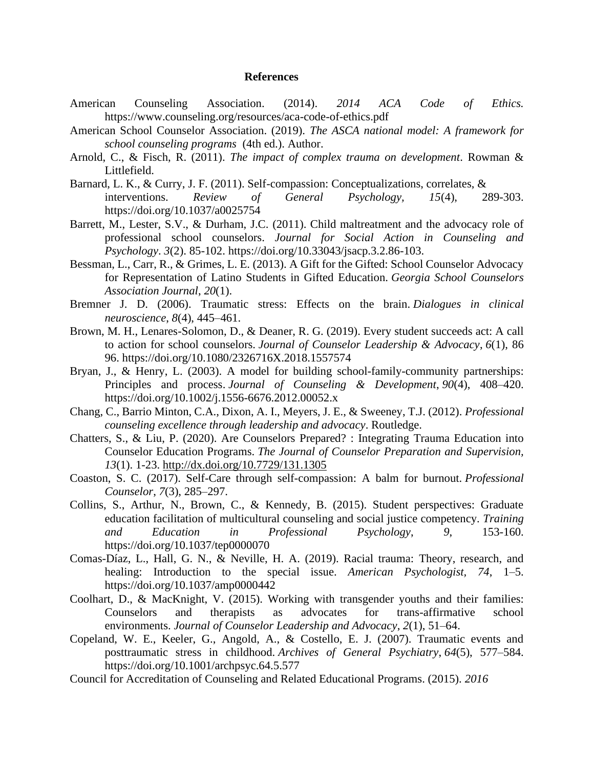**References**

American Counseling Association. (2014). *2014 ACA Code of Ethics.* https://www.counseling.org/resources/aca-code-of-ethics.pdf

American School Counselor Association. (2019). *The ASCA national model: A framework for school counseling programs* (4th ed.). Author.

Arnold, C., & Fisch, R. (2011). *The impact of complex trauma on development*. Rowman & Littlefield.

Barnard, L. K., & Curry, J. F. (2011). Self-compassion: Conceptualizations, correlates, & interventions. *Review of General Psychology, 15*(4), 289-303. https://doi.org/10.1037/a0025754

Barrett, M., Lester, S.V., & Durham, J.C. (2011). Child maltreatment and the advocacy role of professional school counselors. *Journal for Social Action in Counseling and Psychology*. *3*(2). 85-102. https://doi.org/10.33043/jsacp.3.2.86-103.

Bessman, L., Carr, R., & Grimes, L. E. (2013). A Gift for the Gifted: School Counselor Advocacy for Representation of Latino Students in Gifted Education. *Georgia School Counselors Association Journal*, *20*(1).

Bremner J. D. (2006). Traumatic stress: Effects on the brain. *Dialogues in clinical neuroscience*, *8*(4), 445–461.

Brown, M. H., Lenares-Solomon, D., & Deaner, R. G. (2019). Every student succeeds act: A call to action for school counselors. *Journal of Counselor Leadership & Advocacy*, *6*(1), 86 96. https://doi.org/10.1080/2326716X.2018.1557574

Bryan, J., & Henry, L. (2003). A model for building school-family-community partnerships: Principles and process. *Journal of Counseling & Development*, *90*(4), 408–420. https://doi.org/10.1002/j.1556-6676.2012.00052.x

Chang, C., Barrio Minton, C.A., Dixon, A. I., Meyers, J. E., & Sweeney, T.J. (2012). *Professional counseling excellence through leadership and advocacy*. Routledge.

Chatters, S., & Liu, P. (2020). Are Counselors Prepared? : Integrating Trauma Education into Counselor Education Programs. *The Journal of Counselor Preparation and Supervision, 13*(1). 1-23. http://dx.doi.org/10.7729/131.1305

Coaston, S. C. (2017). Self-Care through self-compassion: A balm for burnout. *Professional Counselor*, *7*(3), 285–297.

Collins, S., Arthur, N., Brown, C., & Kennedy, B. (2015). Student perspectives: Graduate education facilitation of multicultural counseling and social justice competency. *Training and Education in Professional Psychology*, *9*, 153-160. https://doi.org/10.1037/tep0000070

Comas-Díaz, L., Hall, G. N., & Neville, H. A. (2019). Racial trauma: Theory, research, and healing: Introduction to the special issue. *American Psychologist*, *74*, 1–5. https://doi.org/10.1037/amp0000442

Coolhart, D., & MacKnight, V. (2015). Working with transgender youths and their families: Counselors and therapists as advocates for trans-affirmative school environments. *Journal of Counselor Leadership and Advocacy*, *2*(1), 51–64.

Copeland, W. E., Keeler, G., Angold, A., & Costello, E. J. (2007). Traumatic events and posttraumatic stress in childhood. *Archives of General Psychiatry*, *64*(5), 577–584. https://doi.org/10.1001/archpsyc.64.5.577

Council for Accreditation of Counseling and Related Educational Programs. (2015). *2016*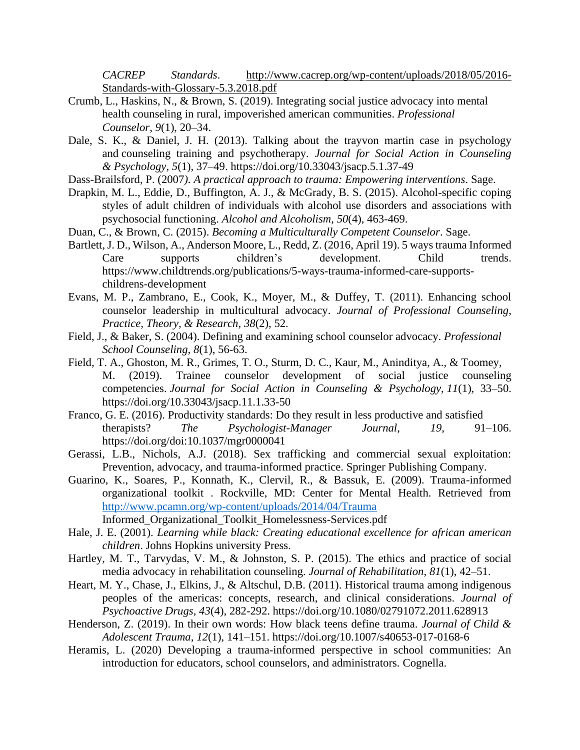*CACREP Standards*. http://www.cacrep.org/wp-content/uploads/2018/05/2016-Standards-with-Glossary-5.3.2018.pdf

Crumb, L., Haskins, N., & Brown, S. (2019). Integrating social justice advocacy into mental health counseling in rural, impoverished american communities. *Professional Counselor*, *9*(1), 20–34.

Dale, S. K., & Daniel, J. H. (2013). Talking about the trayvon martin case in psychology and counseling training and psychotherapy. *Journal for Social Action in Counseling & Psychology*, *5*(1), 37–49. https://doi.org/10.33043/jsacp.5.1.37-49

Dass-Brailsford, P. (2007). *A practical approach to trauma: Empowering interventions*. Sage.

Drapkin, M. L., Eddie, D., Buffington, A. J., & McGrady, B. S. (2015). Alcohol-specific coping styles of adult children of individuals with alcohol use disorders and associations with psychosocial functioning. *Alcohol and Alcoholism*, *50*(4), 463-469.

Duan, C., & Brown, C. (2015). *Becoming a Multiculturally Competent Counselor*. Sage.

Bartlett, J. D., Wilson, A., Anderson Moore, L., Redd, Z. (2016, April 19). 5 ways trauma Informed Care supports children's development. Child trends. https://www.childtrends.org/publications/5-ways-trauma-informed-care-supports-childrens-development

Evans, M. P., Zambrano, E., Cook, K., Moyer, M., & Duffey, T. (2011). Enhancing school counselor leadership in multicultural advocacy. *Journal of Professional Counseling, Practice, Theory, & Research*, *38*(2), 52.

Field, J., & Baker, S. (2004). Defining and examining school counselor advocacy. *Professional School Counseling, 8*(1), 56-63.

Field, T. A., Ghoston, M. R., Grimes, T. O., Sturm, D. C., Kaur, M., Aninditya, A., & Toomey, M. (2019). Trainee counselor development of social justice counseling competencies. *Journal for Social Action in Counseling & Psychology*, *11*(1), 33–50. https://doi.org/10.33043/jsacp.11.1.33-50

Franco, G. E. (2016). Productivity standards: Do they result in less productive and satisfied therapists? *The Psychologist-Manager Journal*, *19*, 91–106. https://doi.org/doi:10.1037/mgr0000041

Gerassi, L.B., Nichols, A.J. (2018). Sex trafficking and commercial sexual exploitation: Prevention, advocacy, and trauma-informed practice. Springer Publishing Company.

Guarino, K., Soares, P., Konnath, K., Clervil, R., & Bassuk, E. (2009). Trauma-informed organizational toolkit . Rockville, MD: Center for Mental Health. Retrieved from http://www.pcamn.org/wp-content/uploads/2014/04/Trauma Informed_Organizational_Toolkit_Homelessness-Services.pdf

Hale, J. E. (2001). *Learning while black: Creating educational excellence for african american children*. Johns Hopkins university Press.

Hartley, M. T., Tarvydas, V. M., & Johnston, S. P. (2015). The ethics and practice of social media advocacy in rehabilitation counseling. *Journal of Rehabilitation*, *81*(1), 42–51.

Heart, M. Y., Chase, J., Elkins, J., & Altschul, D.B. (2011). Historical trauma among indigenous peoples of the americas: concepts, research, and clinical considerations. *Journal of Psychoactive Drugs, 43*(4), 282-292. https://doi.org/10.1080/02791072.2011.628913

Henderson, Z. (2019). In their own words: How black teens define trauma. *Journal of Child & Adolescent Trauma*, *12*(1), 141–151. https://doi.org/10.1007/s40653-017-0168-6

Heramis, L. (2020) Developing a trauma-informed perspective in school communities: An introduction for educators, school counselors, and administrators. Cognella.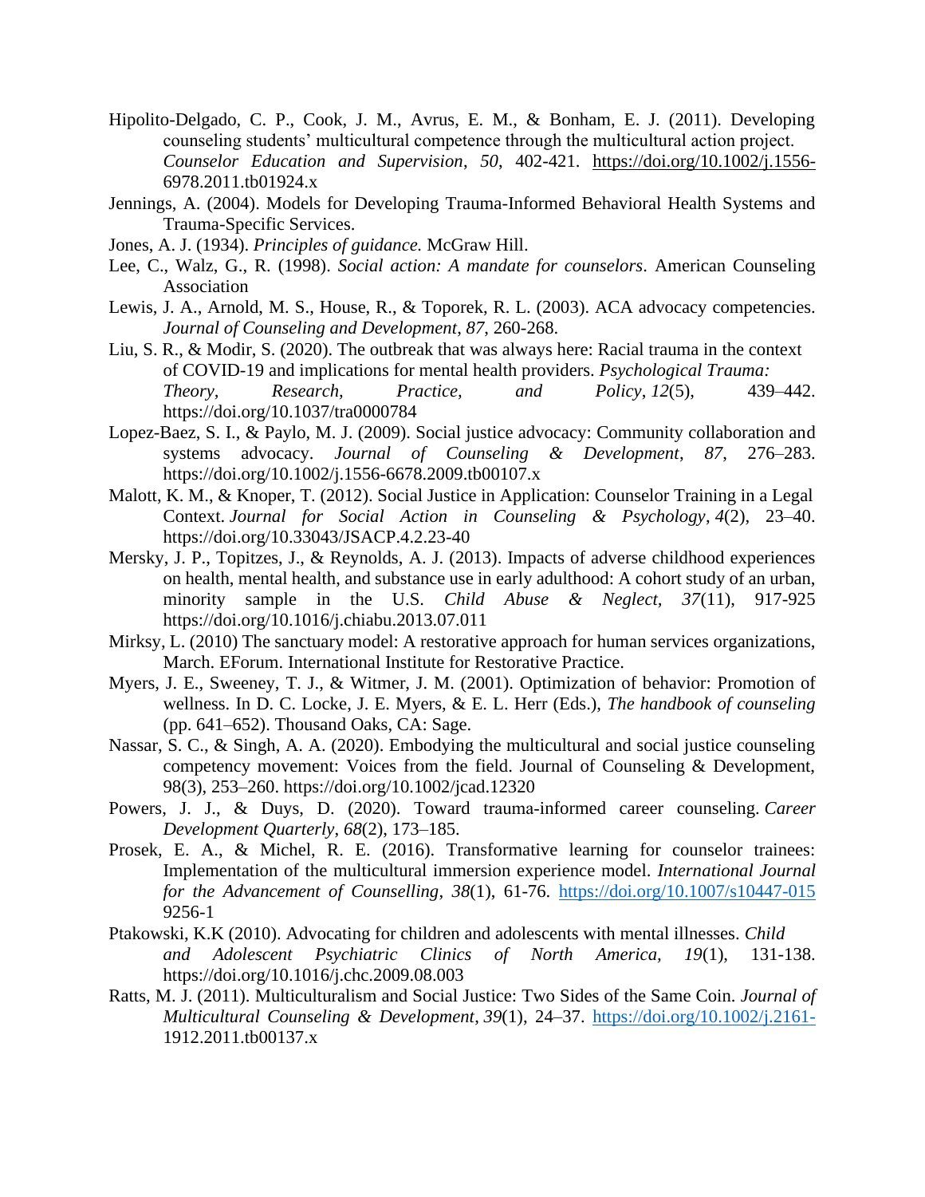Hipolito-Delgado, C. P., Cook, J. M., Avrus, E. M., & Bonham, E. J. (2011). Developing counseling students' multicultural competence through the multicultural action project. *Counselor Education and Supervision*, *50*, 402-421. https://doi.org/10.1002/j.1556-6978.2011.tb01924.x

Jennings, A. (2004). Models for Developing Trauma-Informed Behavioral Health Systems and Trauma-Specific Services.

Jones, A. J. (1934). *Principles of guidance.* McGraw Hill.

Lee, C., Walz, G., R. (1998). *Social action: A mandate for counselors*. American Counseling Association

Lewis, J. A., Arnold, M. S., House, R., & Toporek, R. L. (2003). ACA advocacy competencies. *Journal of Counseling and Development*, *87*, 260-268.

Liu, S. R., & Modir, S. (2020). The outbreak that was always here: Racial trauma in the context of COVID-19 and implications for mental health providers. *Psychological Trauma: Theory, Research, Practice, and Policy*, *12*(5), 439–442. https://doi.org/10.1037/tra0000784

Lopez-Baez, S. I., & Paylo, M. J. (2009). Social justice advocacy: Community collaboration and systems advocacy. *Journal of Counseling & Development*, *87*, 276–283. https://doi.org/10.1002/j.1556-6678.2009.tb00107.x

Malott, K. M., & Knoper, T. (2012). Social Justice in Application: Counselor Training in a Legal Context. *Journal for Social Action in Counseling & Psychology*, *4*(2), 23–40. https://doi.org/10.33043/JSACP.4.2.23-40

Mersky, J. P., Topitzes, J., & Reynolds, A. J. (2013). Impacts of adverse childhood experiences on health, mental health, and substance use in early adulthood: A cohort study of an urban, minority sample in the U.S. *Child Abuse & Neglect, 37*(11), 917-925 https://doi.org/10.1016/j.chiabu.2013.07.011

Mirksy, L. (2010) The sanctuary model: A restorative approach for human services organizations, March. EForum. International Institute for Restorative Practice.

Myers, J. E., Sweeney, T. J., & Witmer, J. M. (2001). Optimization of behavior: Promotion of wellness. In D. C. Locke, J. E. Myers, & E. L. Herr (Eds.), *The handbook of counseling* (pp. 641–652). Thousand Oaks, CA: Sage.

Nassar, S. C., & Singh, A. A. (2020). Embodying the multicultural and social justice counseling competency movement: Voices from the field. Journal of Counseling & Development, 98(3), 253–260. https://doi.org/10.1002/jcad.12320

Powers, J. J., & Duys, D. (2020). Toward trauma-informed career counseling. *Career Development Quarterly*, *68*(2), 173–185.

Prosek, E. A., & Michel, R. E. (2016). Transformative learning for counselor trainees: Implementation of the multicultural immersion experience model. *International Journal for the Advancement of Counselling*, *38*(1), 61-76. https://doi.org/10.1007/s10447-015 9256-1

Ptakowski, K.K (2010). Advocating for children and adolescents with mental illnesses. *Child and Adolescent Psychiatric Clinics of North America, 19*(1), 131-138. https://doi.org/10.1016/j.chc.2009.08.003

Ratts, M. J. (2011). Multiculturalism and Social Justice: Two Sides of the Same Coin. *Journal of Multicultural Counseling & Development*, *39*(1), 24–37. https://doi.org/10.1002/j.2161-1912.2011.tb00137.x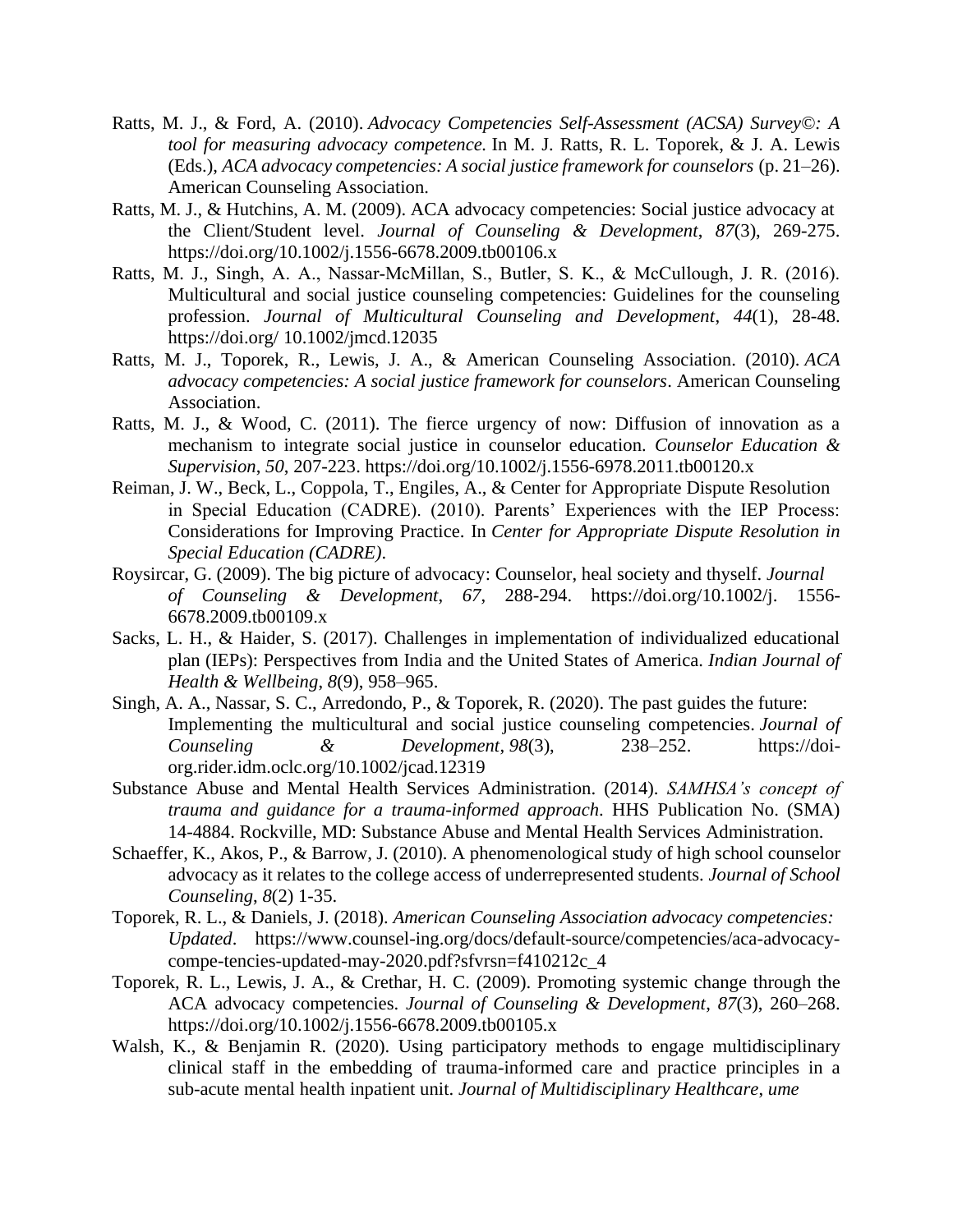Ratts, M. J., & Ford, A. (2010). *Advocacy Competencies Self-Assessment (ACSA) Survey©: A tool for measuring advocacy competence.* In M. J. Ratts, R. L. Toporek, & J. A. Lewis (Eds.), *ACA advocacy competencies: A social justice framework for counselors* (p. 21–26). American Counseling Association.

Ratts, M. J., & Hutchins, A. M. (2009). ACA advocacy competencies: Social justice advocacy at the Client/Student level. *Journal of Counseling & Development*, *87*(3), 269-275. https://doi.org/10.1002/j.1556-6678.2009.tb00106.x

Ratts, M. J., Singh, A. A., Nassar-McMillan, S., Butler, S. K., & McCullough, J. R. (2016). Multicultural and social justice counseling competencies: Guidelines for the counseling profession. *Journal of Multicultural Counseling and Development*, *44*(1), 28-48. https://doi.org/ 10.1002/jmcd.12035

Ratts, M. J., Toporek, R., Lewis, J. A., & American Counseling Association. (2010). *ACA advocacy competencies: A social justice framework for counselors*. American Counseling Association.

Ratts, M. J., & Wood, C. (2011). The fierce urgency of now: Diffusion of innovation as a mechanism to integrate social justice in counselor education. *Counselor Education & Supervision*, *50*, 207-223. https://doi.org/10.1002/j.1556-6978.2011.tb00120.x

Reiman, J. W., Beck, L., Coppola, T., Engiles, A., & Center for Appropriate Dispute Resolution in Special Education (CADRE). (2010). Parents' Experiences with the IEP Process: Considerations for Improving Practice. In *Center for Appropriate Dispute Resolution in Special Education (CADRE)*.

Roysircar, G. (2009). The big picture of advocacy: Counselor, heal society and thyself. *Journal of Counseling & Development*, *67*, 288-294. https://doi.org/10.1002/j. 1556-6678.2009.tb00109.x

Sacks, L. H., & Haider, S. (2017). Challenges in implementation of individualized educational plan (IEPs): Perspectives from India and the United States of America. *Indian Journal of Health & Wellbeing*, *8*(9), 958–965.

Singh, A. A., Nassar, S. C., Arredondo, P., & Toporek, R. (2020). The past guides the future: Implementing the multicultural and social justice counseling competencies. *Journal of Counseling & Development*, *98*(3), 238–252. https://doi-org.rider.idm.oclc.org/10.1002/jcad.12319

Substance Abuse and Mental Health Services Administration. (2014). *SAMHSA's concept of trauma and guidance for a trauma-informed approach*. HHS Publication No. (SMA) 14-4884. Rockville, MD: Substance Abuse and Mental Health Services Administration.

Schaeffer, K., Akos, P., & Barrow, J. (2010). A phenomenological study of high school counselor advocacy as it relates to the college access of underrepresented students. *Journal of School Counseling*, *8*(2) 1-35.

Toporek, R. L., & Daniels, J. (2018). *American Counseling Association advocacy competencies: Updated*. https://www.counsel-ing.org/docs/default-source/competencies/aca-advocacy-compe-tencies-updated-may-2020.pdf?sfvrsn=f410212c_4

Toporek, R. L., Lewis, J. A., & Crethar, H. C. (2009). Promoting systemic change through the ACA advocacy competencies. *Journal of Counseling & Development*, *87*(3), 260–268. https://doi.org/10.1002/j.1556-6678.2009.tb00105.x

Walsh, K., & Benjamin R. (2020). Using participatory methods to engage multidisciplinary clinical staff in the embedding of trauma-informed care and practice principles in a sub-acute mental health inpatient unit. *Journal of Multidisciplinary Healthcare*, *ume*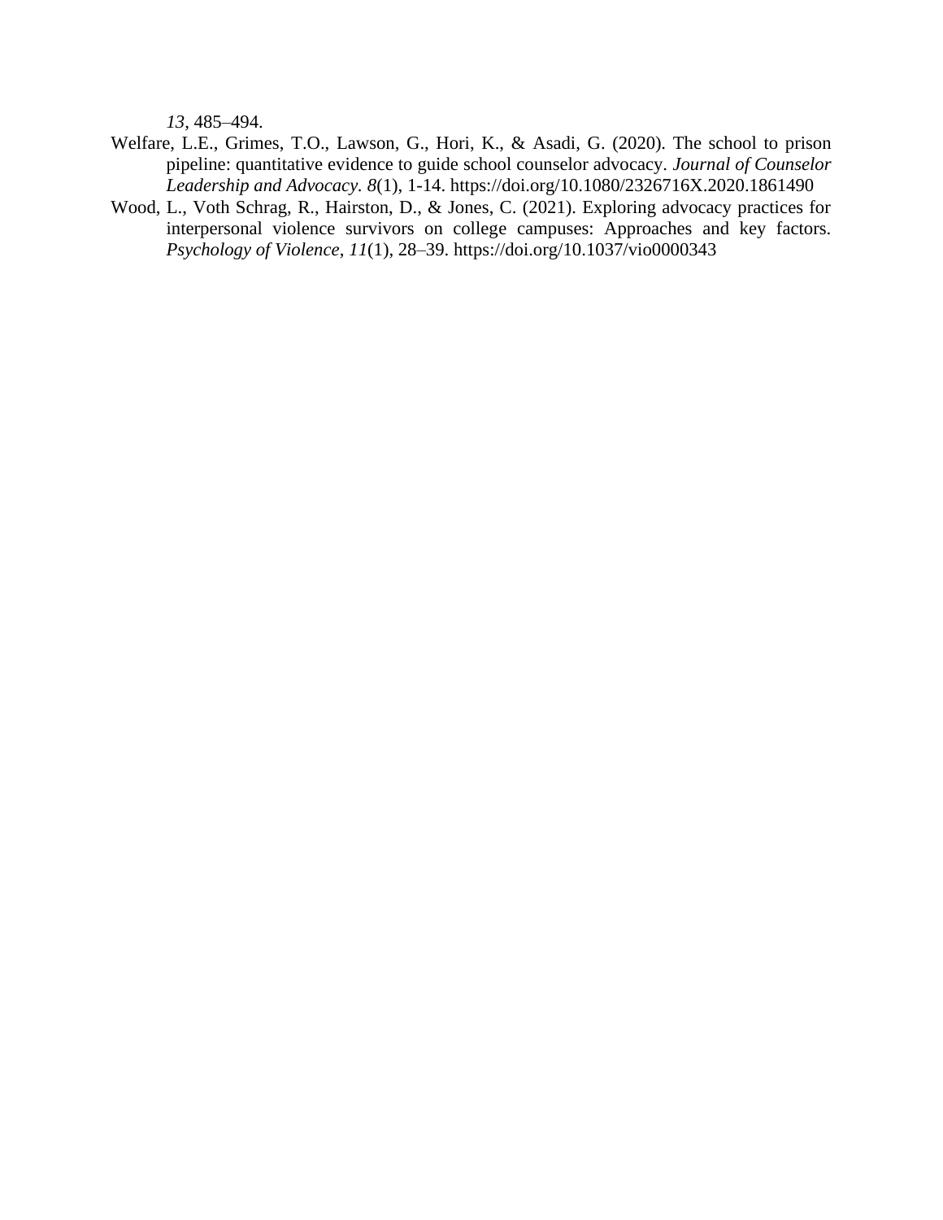*13*, 485–494.

Welfare, L.E., Grimes, T.O., Lawson, G., Hori, K., & Asadi, G. (2020). The school to prison pipeline: quantitative evidence to guide school counselor advocacy. *Journal of Counselor Leadership and Advocacy. 8*(1), 1-14. https://doi.org/10.1080/2326716X.2020.1861490

Wood, L., Voth Schrag, R., Hairston, D., & Jones, C. (2021). Exploring advocacy practices for interpersonal violence survivors on college campuses: Approaches and key factors. *Psychology of Violence, 11*(1), 28–39. https://doi.org/10.1037/vio0000343